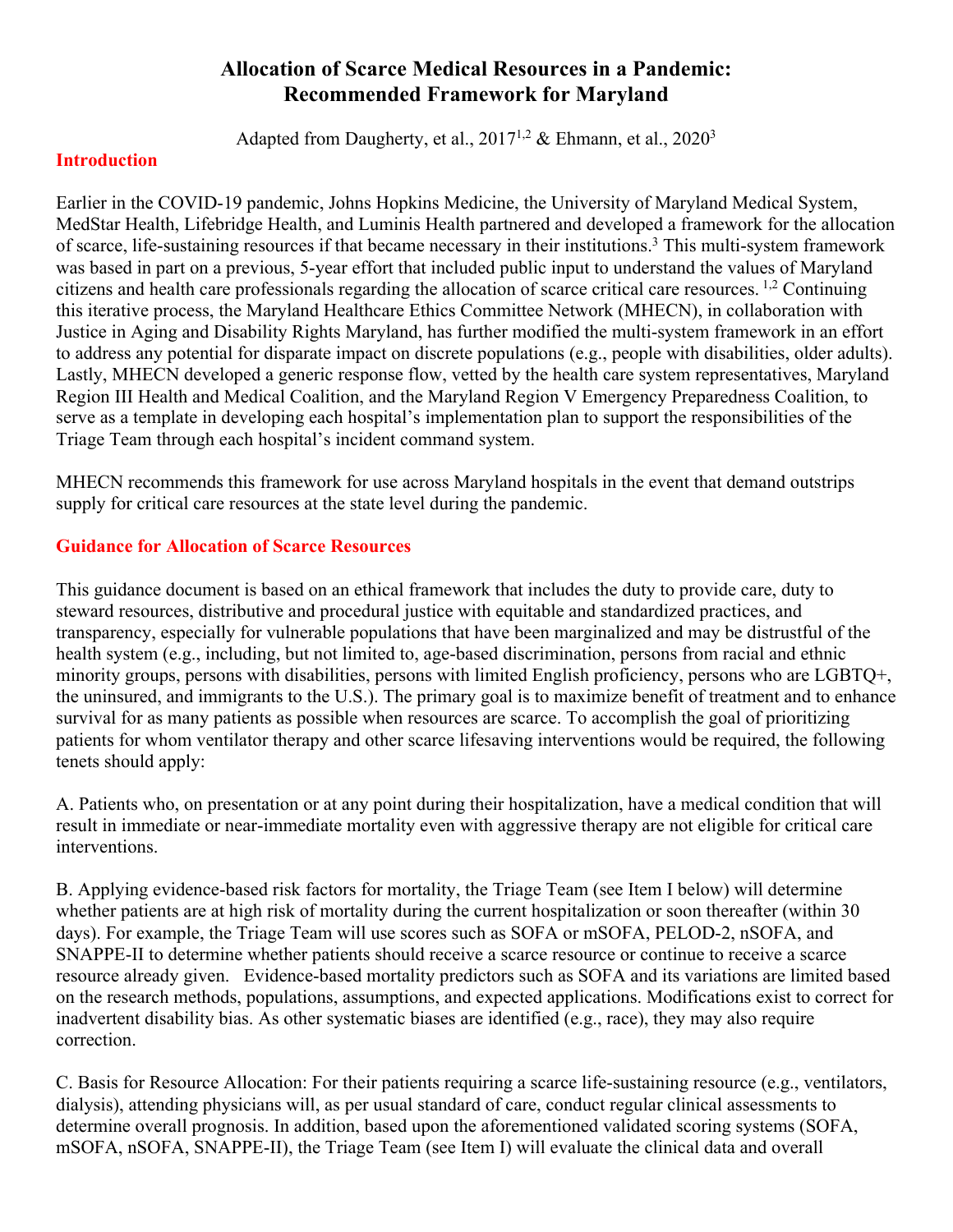# Allocation of Scarce Medical Resources in a Pandemic: Recommended Framework for Maryland

Adapted from Daugherty, et al., 2017[1,2] & Ehmann, et al., 2020[3]

## Introduction

Earlier in the COVID-19 pandemic, Johns Hopkins Medicine, the University of Maryland Medical System, MedStar Health, Lifebridge Health, and Luminis Health partnered and developed a framework for the allocation of scarce, life-sustaining resources if that became necessary in their institutions.[3] This multi-system framework was based in part on a previous, 5-year effort that included public input to understand the values of Maryland citizens and health care professionals regarding the allocation of scarce critical care resources. [1,2] Continuing this iterative process, the Maryland Healthcare Ethics Committee Network (MHECN), in collaboration with Justice in Aging and Disability Rights Maryland, has further modified the multi-system framework in an effort to address any potential for disparate impact on discrete populations (e.g., people with disabilities, older adults). Lastly, MHECN developed a generic response flow, vetted by the health care system representatives, Maryland Region III Health and Medical Coalition, and the Maryland Region V Emergency Preparedness Coalition, to serve as a template in developing each hospital's implementation plan to support the responsibilities of the Triage Team through each hospital's incident command system.

MHECN recommends this framework for use across Maryland hospitals in the event that demand outstrips supply for critical care resources at the state level during the pandemic.

## Guidance for Allocation of Scarce Resources

This guidance document is based on an ethical framework that includes the duty to provide care, duty to steward resources, distributive and procedural justice with equitable and standardized practices, and transparency, especially for vulnerable populations that have been marginalized and may be distrustful of the health system (e.g., including, but not limited to, age-based discrimination, persons from racial and ethnic minority groups, persons with disabilities, persons with limited English proficiency, persons who are LGBTQ+, the uninsured, and immigrants to the U.S.). The primary goal is to maximize benefit of treatment and to enhance survival for as many patients as possible when resources are scarce. To accomplish the goal of prioritizing patients for whom ventilator therapy and other scarce lifesaving interventions would be required, the following tenets should apply:

A. Patients who, on presentation or at any point during their hospitalization, have a medical condition that will result in immediate or near-immediate mortality even with aggressive therapy are not eligible for critical care interventions.

B. Applying evidence-based risk factors for mortality, the Triage Team (see Item I below) will determine whether patients are at high risk of mortality during the current hospitalization or soon thereafter (within 30 days). For example, the Triage Team will use scores such as SOFA or mSOFA, PELOD-2, nSOFA, and SNAPPE-II to determine whether patients should receive a scarce resource or continue to receive a scarce resource already given. Evidence-based mortality predictors such as SOFA and its variations are limited based on the research methods, populations, assumptions, and expected applications. Modifications exist to correct for inadvertent disability bias. As other systematic biases are identified (e.g., race), they may also require correction.

C. Basis for Resource Allocation: For their patients requiring a scarce life-sustaining resource (e.g., ventilators, dialysis), attending physicians will, as per usual standard of care, conduct regular clinical assessments to determine overall prognosis. In addition, based upon the aforementioned validated scoring systems (SOFA, mSOFA, nSOFA, SNAPPE-II), the Triage Team (see Item I) will evaluate the clinical data and overall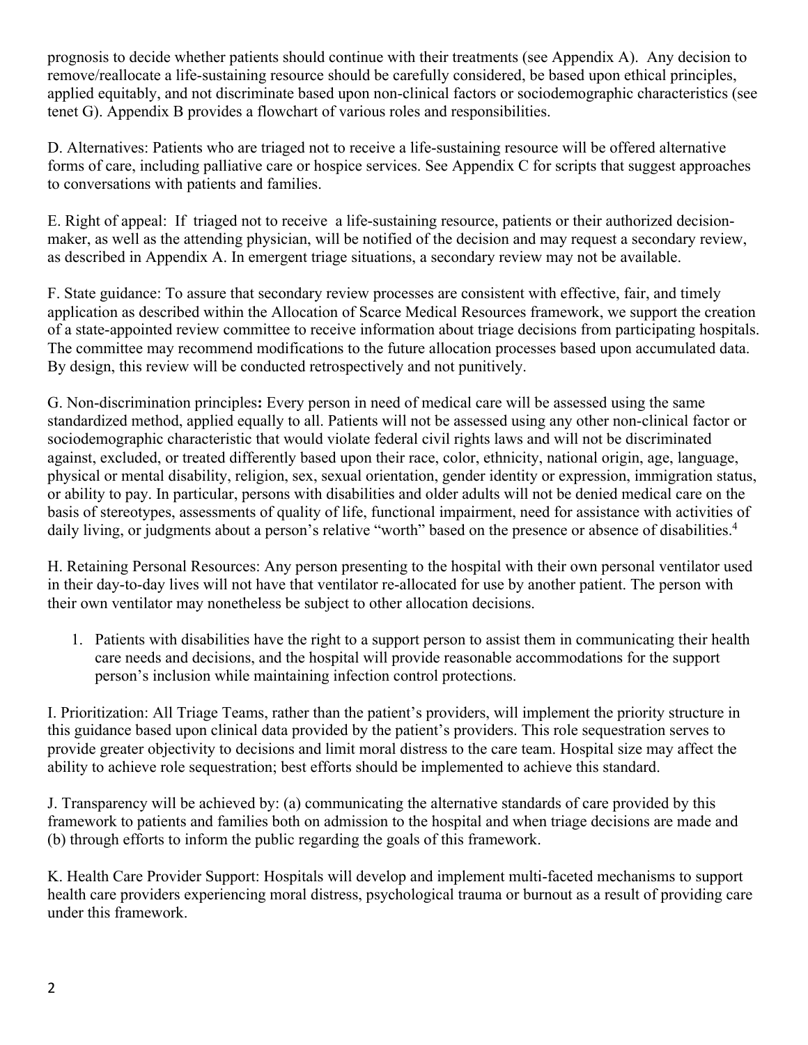prognosis to decide whether patients should continue with their treatments (see Appendix A). Any decision to remove/reallocate a life-sustaining resource should be carefully considered, be based upon ethical principles, applied equitably, and not discriminate based upon non-clinical factors or sociodemographic characteristics (see tenet G). Appendix B provides a flowchart of various roles and responsibilities.

D. Alternatives: Patients who are triaged not to receive a life-sustaining resource will be offered alternative forms of care, including palliative care or hospice services. See Appendix C for scripts that suggest approaches to conversations with patients and families.

E. Right of appeal: If triaged not to receive a life-sustaining resource, patients or their authorized decision-maker, as well as the attending physician, will be notified of the decision and may request a secondary review, as described in Appendix A. In emergent triage situations, a secondary review may not be available.

F. State guidance: To assure that secondary review processes are consistent with effective, fair, and timely application as described within the Allocation of Scarce Medical Resources framework, we support the creation of a state-appointed review committee to receive information about triage decisions from participating hospitals. The committee may recommend modifications to the future allocation processes based upon accumulated data. By design, this review will be conducted retrospectively and not punitively.

G. Non-discrimination principles**:** Every person in need of medical care will be assessed using the same standardized method, applied equally to all. Patients will not be assessed using any other non-clinical factor or sociodemographic characteristic that would violate federal civil rights laws and will not be discriminated against, excluded, or treated differently based upon their race, color, ethnicity, national origin, age, language, physical or mental disability, religion, sex, sexual orientation, gender identity or expression, immigration status, or ability to pay. In particular, persons with disabilities and older adults will not be denied medical care on the basis of stereotypes, assessments of quality of life, functional impairment, need for assistance with activities of daily living, or judgments about a person's relative "worth" based on the presence or absence of disabilities.[4]

H. Retaining Personal Resources: Any person presenting to the hospital with their own personal ventilator used in their day-to-day lives will not have that ventilator re-allocated for use by another patient. The person with their own ventilator may nonetheless be subject to other allocation decisions.

1. Patients with disabilities have the right to a support person to assist them in communicating their health care needs and decisions, and the hospital will provide reasonable accommodations for the support person's inclusion while maintaining infection control protections.

I. Prioritization: All Triage Teams, rather than the patient's providers, will implement the priority structure in this guidance based upon clinical data provided by the patient's providers. This role sequestration serves to provide greater objectivity to decisions and limit moral distress to the care team. Hospital size may affect the ability to achieve role sequestration; best efforts should be implemented to achieve this standard.

J. Transparency will be achieved by: (a) communicating the alternative standards of care provided by this framework to patients and families both on admission to the hospital and when triage decisions are made and (b) through efforts to inform the public regarding the goals of this framework.

K. Health Care Provider Support: Hospitals will develop and implement multi-faceted mechanisms to support health care providers experiencing moral distress, psychological trauma or burnout as a result of providing care under this framework.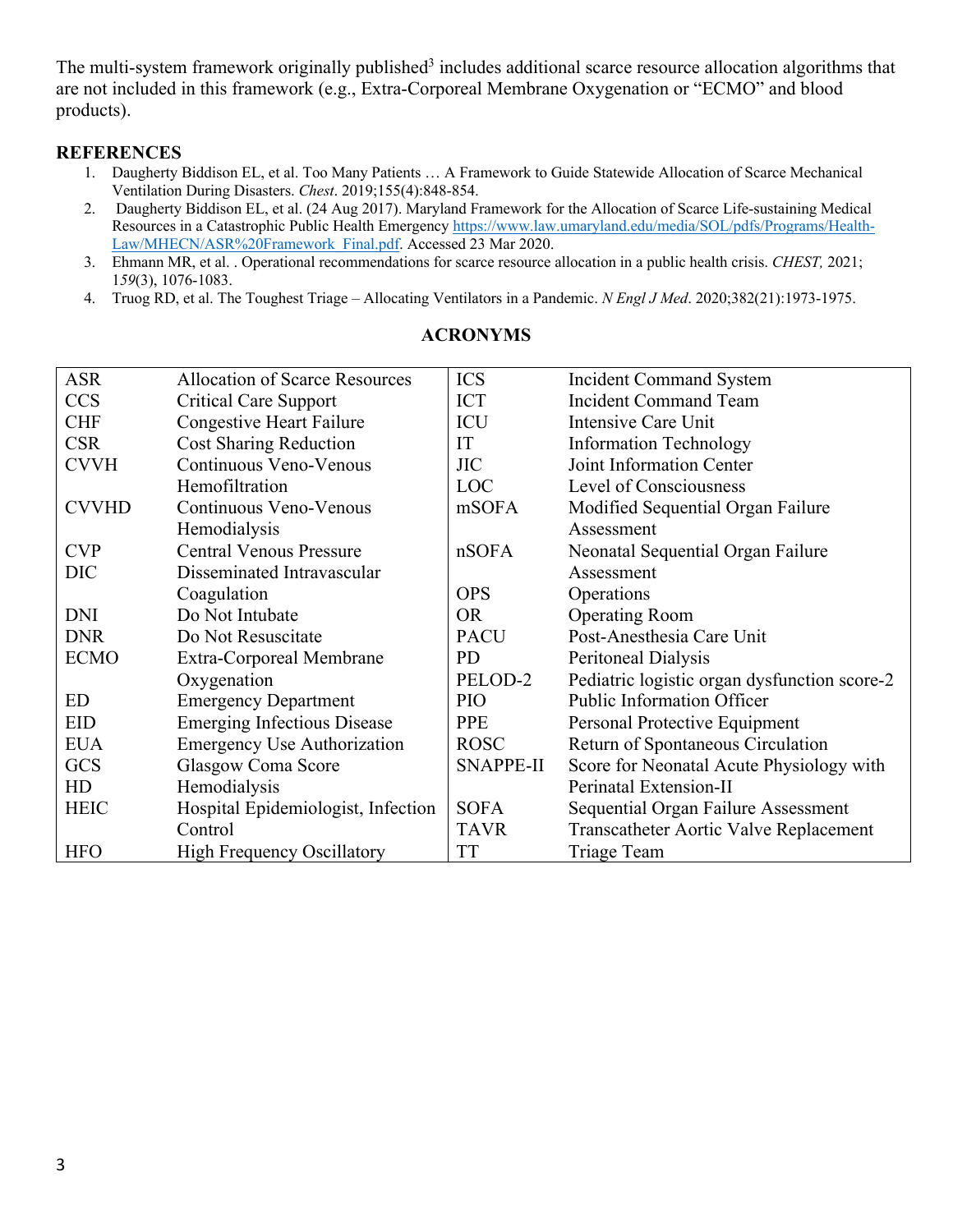The multi-system framework originally published[3] includes additional scarce resource allocation algorithms that are not included in this framework (e.g., Extra-Corporeal Membrane Oxygenation or "ECMO" and blood products).

## REFERENCES

1. Daugherty Biddison EL, et al. Too Many Patients … A Framework to Guide Statewide Allocation of Scarce Mechanical Ventilation During Disasters. *Chest*. 2019;155(4):848-854.
2. Daugherty Biddison EL, et al. (24 Aug 2017). Maryland Framework for the Allocation of Scarce Life-sustaining Medical Resources in a Catastrophic Public Health Emergency https://www.law.umaryland.edu/media/SOL/pdfs/Programs/Health-Law/MHECN/ASR%20Framework_Final.pdf. Accessed 23 Mar 2020.
3. Ehmann MR, et al. . Operational recommendations for scarce resource allocation in a public health crisis. *CHEST,* 2021; 1*59*(3), 1076-1083.
4. Truog RD, et al. The Toughest Triage – Allocating Ventilators in a Pandemic. *N Engl J Med*. 2020;382(21):1973-1975.

## ACRONYMS

| | | | |
|---|---|---|---|
| ASR | Allocation of Scarce Resources | ICS | Incident Command System |
| CCS | Critical Care Support | ICT | Incident Command Team |
| CHF | Congestive Heart Failure | ICU | Intensive Care Unit |
| CSR | Cost Sharing Reduction | IT | Information Technology |
| CVVH | Continuous Veno-Venous Hemofiltration | JIC | Joint Information Center |
| | | LOC | Level of Consciousness |
| CVVHD | Continuous Veno-Venous Hemodialysis | mSOFA | Modified Sequential Organ Failure Assessment |
| CVP | Central Venous Pressure | nSOFA | Neonatal Sequential Organ Failure Assessment |
| DIC | Disseminated Intravascular Coagulation | OPS | Operations |
| DNI | Do Not Intubate | OR | Operating Room |
| DNR | Do Not Resuscitate | PACU | Post-Anesthesia Care Unit |
| ECMO | Extra-Corporeal Membrane Oxygenation | PD | Peritoneal Dialysis |
| | | PELOD-2 | Pediatric logistic organ dysfunction score-2 |
| ED | Emergency Department | PIO | Public Information Officer |
| EID | Emerging Infectious Disease | PPE | Personal Protective Equipment |
| EUA | Emergency Use Authorization | ROSC | Return of Spontaneous Circulation |
| GCS | Glasgow Coma Score | SNAPPE-II | Score for Neonatal Acute Physiology with Perinatal Extension-II |
| HD | Hemodialysis | | |
| HEIC | Hospital Epidemiologist, Infection Control | SOFA | Sequential Organ Failure Assessment |
| | | TAVR | Transcatheter Aortic Valve Replacement |
| HFO | High Frequency Oscillatory | TT | Triage Team |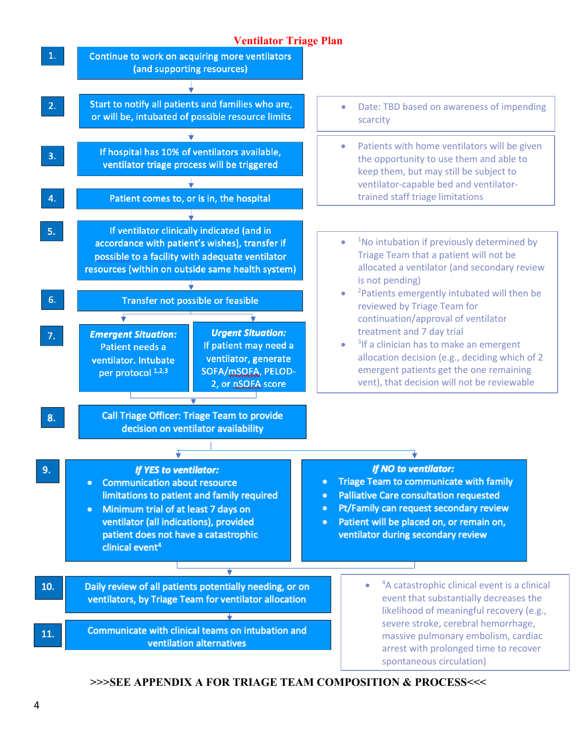# Ventilator Triage Plan

**1.** Continue to work on acquiring more ventilators (and supporting resources)

**2.** Start to notify all patients and families who are, or will be, intubated of possible resource limits

- Date: TBD based on awareness of impending scarcity

**3.** If hospital has 10% of ventilators available, ventilator triage process will be triggered

- Patients with home ventilators will be given the opportunity to use them and able to keep them, but may still be subject to ventilator-capable bed and ventilator-trained staff triage limitations

**4.** Patient comes to, or is in, the hospital

**5.** If ventilator clinically indicated (and in accordance with patient's wishes), transfer if possible to a facility with adequate ventilator resources (within on outside same health system)

**6.** Transfer not possible or feasible

**7.**

- ***Emergent Situation:*** Patient needs a ventilator. Intubate per protocol [1,2,3]
- ***Urgent Situation:*** If patient may need a ventilator, generate SOFA/mSOFA, PELOD-2, or nSOFA score

- [1]No intubation if previously determined by Triage Team that a patient will not be allocated a ventilator (and secondary review is not pending)
- [2]Patients emergently intubated will then be reviewed by Triage Team for continuation/approval of ventilator treatment and 7 day trial
- [3]If a clinician has to make an emergent allocation decision (e.g., deciding which of 2 emergent patients get the one remaining vent), that decision will not be reviewable

**8.** Call Triage Officer: Triage Team to provide decision on ventilator availability

**9.**

***If YES to ventilator:***

- Communication about resource limitations to patient and family required
- Minimum trial of at least 7 days on ventilator (all indications), provided patient does not have a catastrophic clinical event[4]

***If NO to ventilator:***

- Triage Team to communicate with family
- Palliative Care consultation requested
- Pt/Family can request secondary review
- Patient will be placed on, or remain on, ventilator during secondary review

**10.** Daily review of all patients potentially needing, or on ventilators, by Triage Team for ventilator allocation

**11.** Communicate with clinical teams on intubation and ventilation alternatives

- [4]A catastrophic clinical event is a clinical event that substantially decreases the likelihood of meaningful recovery (e.g., severe stroke, cerebral hemorrhage, massive pulmonary embolism, cardiac arrest with prolonged time to recover spontaneous circulation)

**>>>SEE APPENDIX A FOR TRIAGE TEAM COMPOSITION & PROCESS<<<**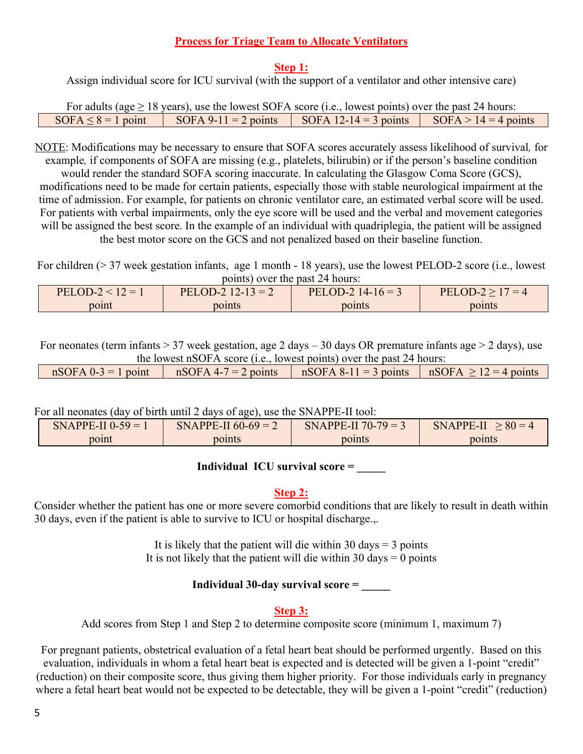## Process for Triage Team to Allocate Ventilators

### Step 1:

Assign individual score for ICU survival (with the support of a ventilator and other intensive care)

For adults (age ≥ 18 years), use the lowest SOFA score (i.e., lowest points) over the past 24 hours:

| SOFA ≤ 8 = 1 point | SOFA 9-11 = 2 points | SOFA 12-14 = 3 points | SOFA > 14 = 4 points |
|---|---|---|---|

NOTE: Modifications may be necessary to ensure that SOFA scores accurately assess likelihood of survival*,* for example*,* if components of SOFA are missing (e.g., platelets, bilirubin) or if the person's baseline condition would render the standard SOFA scoring inaccurate. In calculating the Glasgow Coma Score (GCS), modifications need to be made for certain patients, especially those with stable neurological impairment at the time of admission. For example, for patients on chronic ventilator care, an estimated verbal score will be used. For patients with verbal impairments, only the eye score will be used and the verbal and movement categories will be assigned the best score. In the example of an individual with quadriplegia, the patient will be assigned the best motor score on the GCS and not penalized based on their baseline function.

For children (> 37 week gestation infants, age 1 month - 18 years), use the lowest PELOD-2 score (i.e., lowest points) over the past 24 hours:

| PELOD-2 < 12 = 1 point | PELOD-2 12-13 = 2 points | PELOD-2 14-16 = 3 points | PELOD-2 ≥ 17 = 4 points |
|---|---|---|---|

For neonates (term infants > 37 week gestation, age 2 days – 30 days OR premature infants age > 2 days), use the lowest nSOFA score (i.e., lowest points) over the past 24 hours:

| nSOFA 0-3 = 1 point | nSOFA 4-7 = 2 points | nSOFA 8-11 = 3 points | nSOFA ≥ 12 = 4 points |
|---|---|---|---|

For all neonates (day of birth until 2 days of age), use the SNAPPE-II tool:

| SNAPPE-II 0-59 = 1 point | SNAPPE-II 60-69 = 2 points | SNAPPE-II 70-79 = 3 points | SNAPPE-II ≥ 80 = 4 points |
|---|---|---|---|

**Individual ICU survival score = _____**

### Step 2:

Consider whether the patient has one or more severe comorbid conditions that are likely to result in death within 30 days, even if the patient is able to survive to ICU or hospital discharge.,.

It is likely that the patient will die within 30 days = 3 points
It is not likely that the patient will die within 30 days = 0 points

**Individual 30-day survival score = _____**

### Step 3:

Add scores from Step 1 and Step 2 to determine composite score (minimum 1, maximum 7)

For pregnant patients, obstetrical evaluation of a fetal heart beat should be performed urgently. Based on this evaluation, individuals in whom a fetal heart beat is expected and is detected will be given a 1-point "credit" (reduction) on their composite score, thus giving them higher priority. For those individuals early in pregnancy where a fetal heart beat would not be expected to be detectable, they will be given a 1-point "credit" (reduction)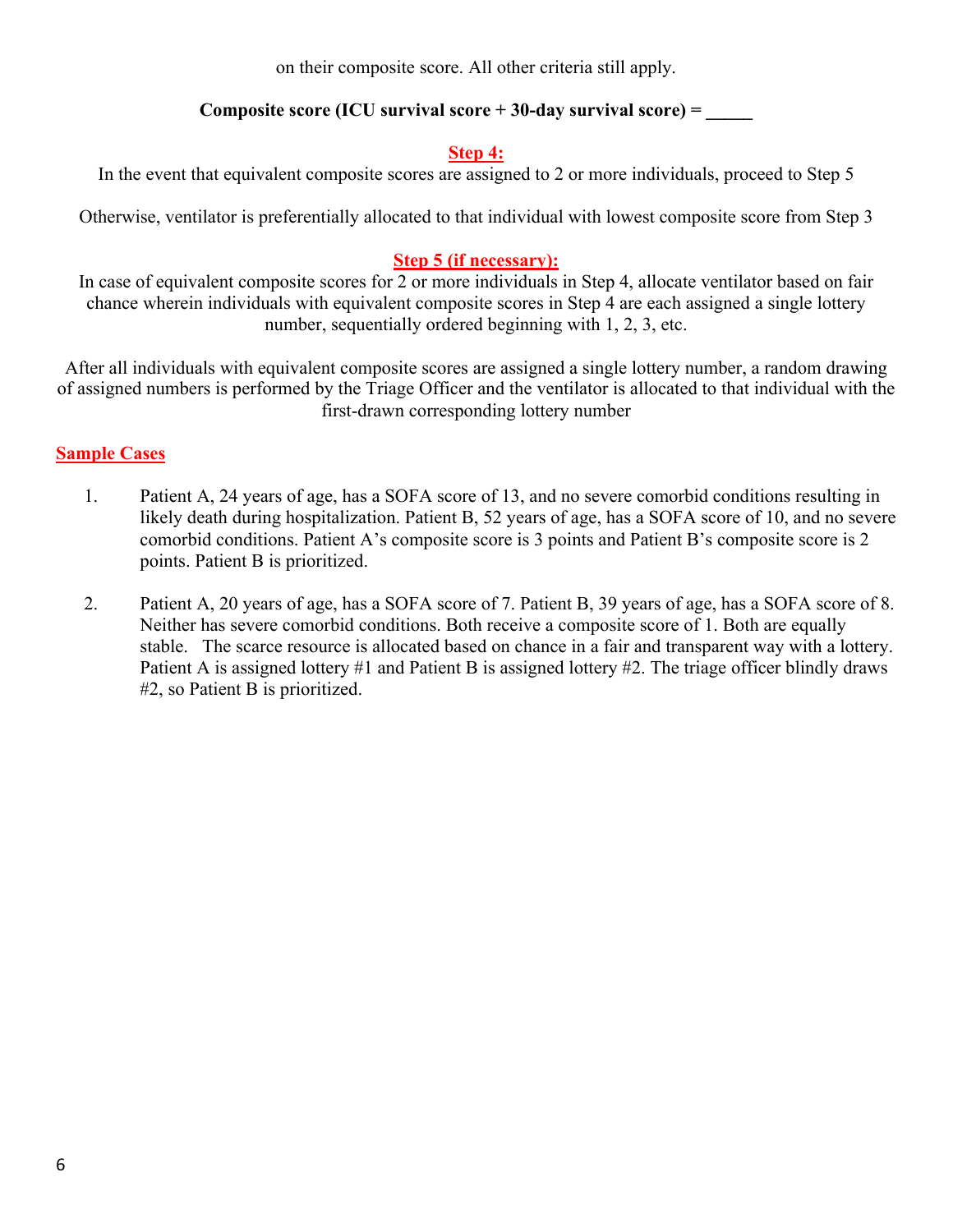on their composite score. All other criteria still apply.

**Composite score (ICU survival score + 30-day survival score) = _____**

## Step 4:

In the event that equivalent composite scores are assigned to 2 or more individuals, proceed to Step 5

Otherwise, ventilator is preferentially allocated to that individual with lowest composite score from Step 3

## Step 5 (if necessary):

In case of equivalent composite scores for 2 or more individuals in Step 4, allocate ventilator based on fair chance wherein individuals with equivalent composite scores in Step 4 are each assigned a single lottery number, sequentially ordered beginning with 1, 2, 3, etc.

After all individuals with equivalent composite scores are assigned a single lottery number, a random drawing of assigned numbers is performed by the Triage Officer and the ventilator is allocated to that individual with the first-drawn corresponding lottery number

## Sample Cases

1. Patient A, 24 years of age, has a SOFA score of 13, and no severe comorbid conditions resulting in likely death during hospitalization. Patient B, 52 years of age, has a SOFA score of 10, and no severe comorbid conditions. Patient A's composite score is 3 points and Patient B's composite score is 2 points. Patient B is prioritized.

2. Patient A, 20 years of age, has a SOFA score of 7. Patient B, 39 years of age, has a SOFA score of 8. Neither has severe comorbid conditions. Both receive a composite score of 1. Both are equally stable. The scarce resource is allocated based on chance in a fair and transparent way with a lottery. Patient A is assigned lottery #1 and Patient B is assigned lottery #2. The triage officer blindly draws #2, so Patient B is prioritized.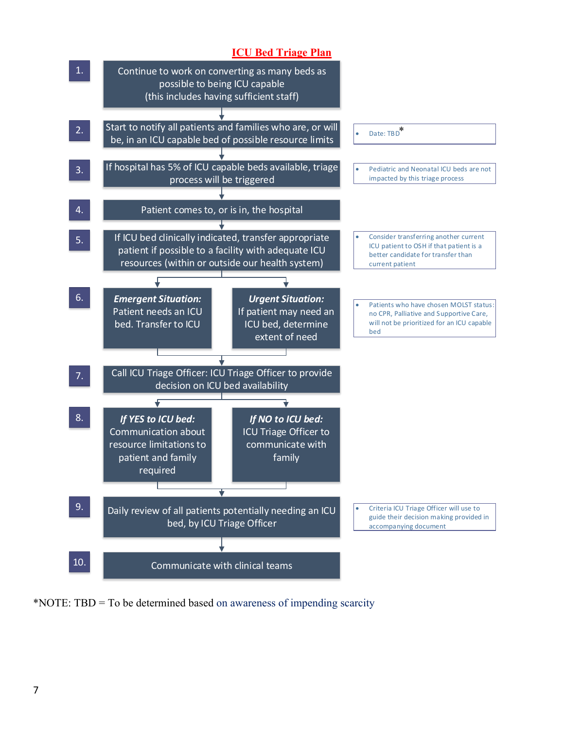# ICU Bed Triage Plan

1. Continue to work on converting as many beds as possible to being ICU capable (this includes having sufficient staff)

2. Start to notify all patients and families who are, or will be, in an ICU capable bed of possible resource limits
   - Date: TBD*

3. If hospital has 5% of ICU capable beds available, triage process will be triggered
   - Pediatric and Neonatal ICU beds are not impacted by this triage process

4. Patient comes to, or is in, the hospital

5. If ICU bed clinically indicated, transfer appropriate patient if possible to a facility with adequate ICU resources (within or outside our health system)
   - Consider transferring another current ICU patient to OSH if that patient is a better candidate for transfer than current patient

6. ***Emergent Situation:*** Patient needs an ICU bed. Transfer to ICU

   ***Urgent Situation:*** If patient may need an ICU bed, determine extent of need
   - Patients who have chosen MOLST status: no CPR, Palliative and Supportive Care, will not be prioritized for an ICU capable bed

7. Call ICU Triage Officer: ICU Triage Officer to provide decision on ICU bed availability

8. ***If YES to ICU bed:*** Communication about resource limitations to patient and family required

   ***If NO to ICU bed:*** ICU Triage Officer to communicate with family

9. Daily review of all patients potentially needing an ICU bed, by ICU Triage Officer
   - Criteria ICU Triage Officer will use to guide their decision making provided in accompanying document

10. Communicate with clinical teams

*NOTE: TBD = To be determined based on awareness of impending scarcity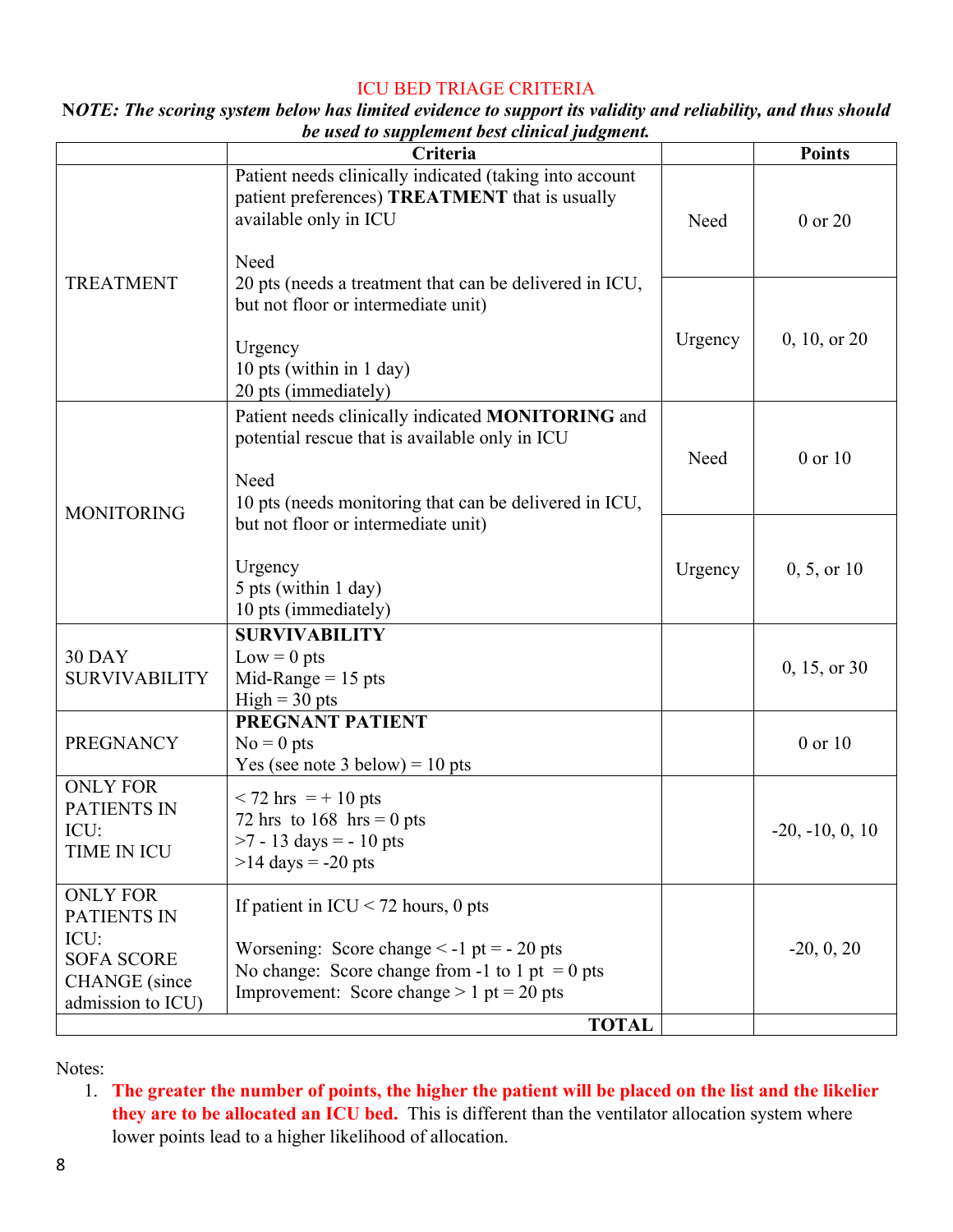## ICU BED TRIAGE CRITERIA

***NOTE: The scoring system below has limited evidence to support its validity and reliability, and thus should be used to supplement best clinical judgment.***

| | Criteria | | Points |
|---|---|---|---|
| TREATMENT | Patient needs clinically indicated (taking into account patient preferences) **TREATMENT** that is usually available only in ICU<br><br>Need<br>20 pts (needs a treatment that can be delivered in ICU, but not floor or intermediate unit) | Need | 0 or 20 |
| | Urgency<br>10 pts (within in 1 day)<br>20 pts (immediately) | Urgency | 0, 10, or 20 |
| MONITORING | Patient needs clinically indicated **MONITORING** and potential rescue that is available only in ICU<br><br>Need<br>10 pts (needs monitoring that can be delivered in ICU, but not floor or intermediate unit) | Need | 0 or 10 |
| | Urgency<br>5 pts (within 1 day)<br>10 pts (immediately) | Urgency | 0, 5, or 10 |
| 30 DAY SURVIVABILITY | **SURVIVABILITY**<br>Low = 0 pts<br>Mid-Range = 15 pts<br>High = 30 pts | | 0, 15, or 30 |
| PREGNANCY | **PREGNANT PATIENT**<br>No = 0 pts<br>Yes (see note 3 below) = 10 pts | | 0 or 10 |
| ONLY FOR PATIENTS IN ICU:<br>TIME IN ICU | < 72 hrs = + 10 pts<br>72 hrs to 168 hrs = 0 pts<br>>7 - 13 days = - 10 pts<br>>14 days = -20 pts | | -20, -10, 0, 10 |
| ONLY FOR PATIENTS IN ICU:<br>SOFA SCORE CHANGE (since admission to ICU) | If patient in ICU < 72 hours, 0 pts<br><br>Worsening: Score change < -1 pt = - 20 pts<br>No change: Score change from -1 to 1 pt = 0 pts<br>Improvement: Score change > 1 pt = 20 pts | | -20, 0, 20 |
| | **TOTAL** | | |

Notes:

1. **The greater the number of points, the higher the patient will be placed on the list and the likelier they are to be allocated an ICU bed.** This is different than the ventilator allocation system where lower points lead to a higher likelihood of allocation.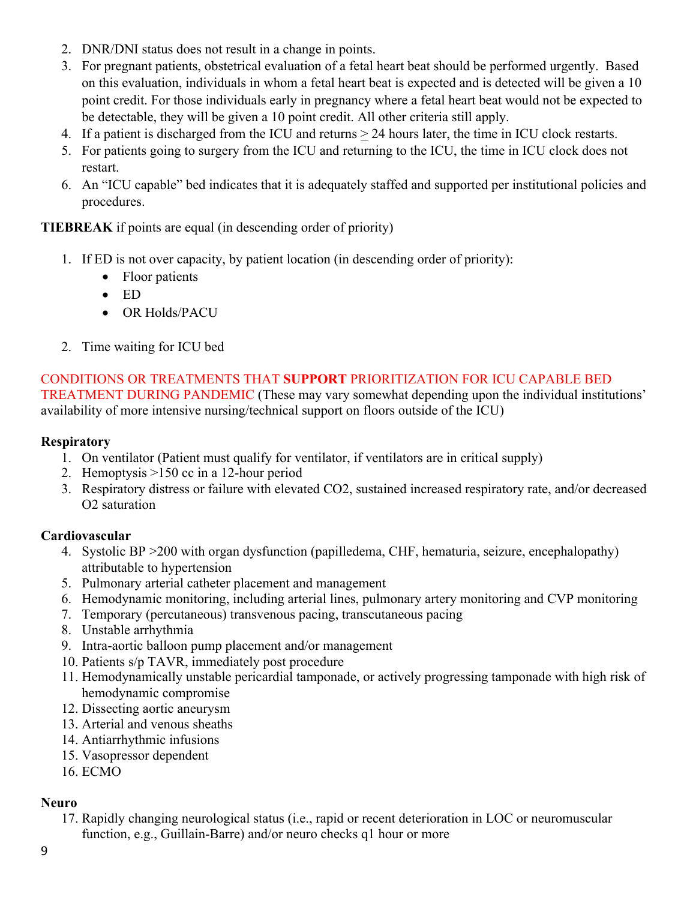2. DNR/DNI status does not result in a change in points.
3. For pregnant patients, obstetrical evaluation of a fetal heart beat should be performed urgently. Based on this evaluation, individuals in whom a fetal heart beat is expected and is detected will be given a 10 point credit. For those individuals early in pregnancy where a fetal heart beat would not be expected to be detectable, they will be given a 10 point credit. All other criteria still apply.
4. If a patient is discharged from the ICU and returns ≥ 24 hours later, the time in ICU clock restarts.
5. For patients going to surgery from the ICU and returning to the ICU, the time in ICU clock does not restart.
6. An "ICU capable" bed indicates that it is adequately staffed and supported per institutional policies and procedures.

**TIEBREAK** if points are equal (in descending order of priority)

1. If ED is not over capacity, by patient location (in descending order of priority):
   - Floor patients
   - ED
   - OR Holds/PACU
2. Time waiting for ICU bed

CONDITIONS OR TREATMENTS THAT **SUPPORT** PRIORITIZATION FOR ICU CAPABLE BED TREATMENT DURING PANDEMIC (These may vary somewhat depending upon the individual institutions' availability of more intensive nursing/technical support on floors outside of the ICU)

**Respiratory**

1. On ventilator (Patient must qualify for ventilator, if ventilators are in critical supply)
2. Hemoptysis >150 cc in a 12-hour period
3. Respiratory distress or failure with elevated CO2, sustained increased respiratory rate, and/or decreased O2 saturation

**Cardiovascular**

4. Systolic BP >200 with organ dysfunction (papilledema, CHF, hematuria, seizure, encephalopathy) attributable to hypertension
5. Pulmonary arterial catheter placement and management
6. Hemodynamic monitoring, including arterial lines, pulmonary artery monitoring and CVP monitoring
7. Temporary (percutaneous) transvenous pacing, transcutaneous pacing
8. Unstable arrhythmia
9. Intra-aortic balloon pump placement and/or management
10. Patients s/p TAVR, immediately post procedure
11. Hemodynamically unstable pericardial tamponade, or actively progressing tamponade with high risk of hemodynamic compromise
12. Dissecting aortic aneurysm
13. Arterial and venous sheaths
14. Antiarrhythmic infusions
15. Vasopressor dependent
16. ECMO

**Neuro**

17. Rapidly changing neurological status (i.e., rapid or recent deterioration in LOC or neuromuscular function, e.g., Guillain-Barre) and/or neuro checks q1 hour or more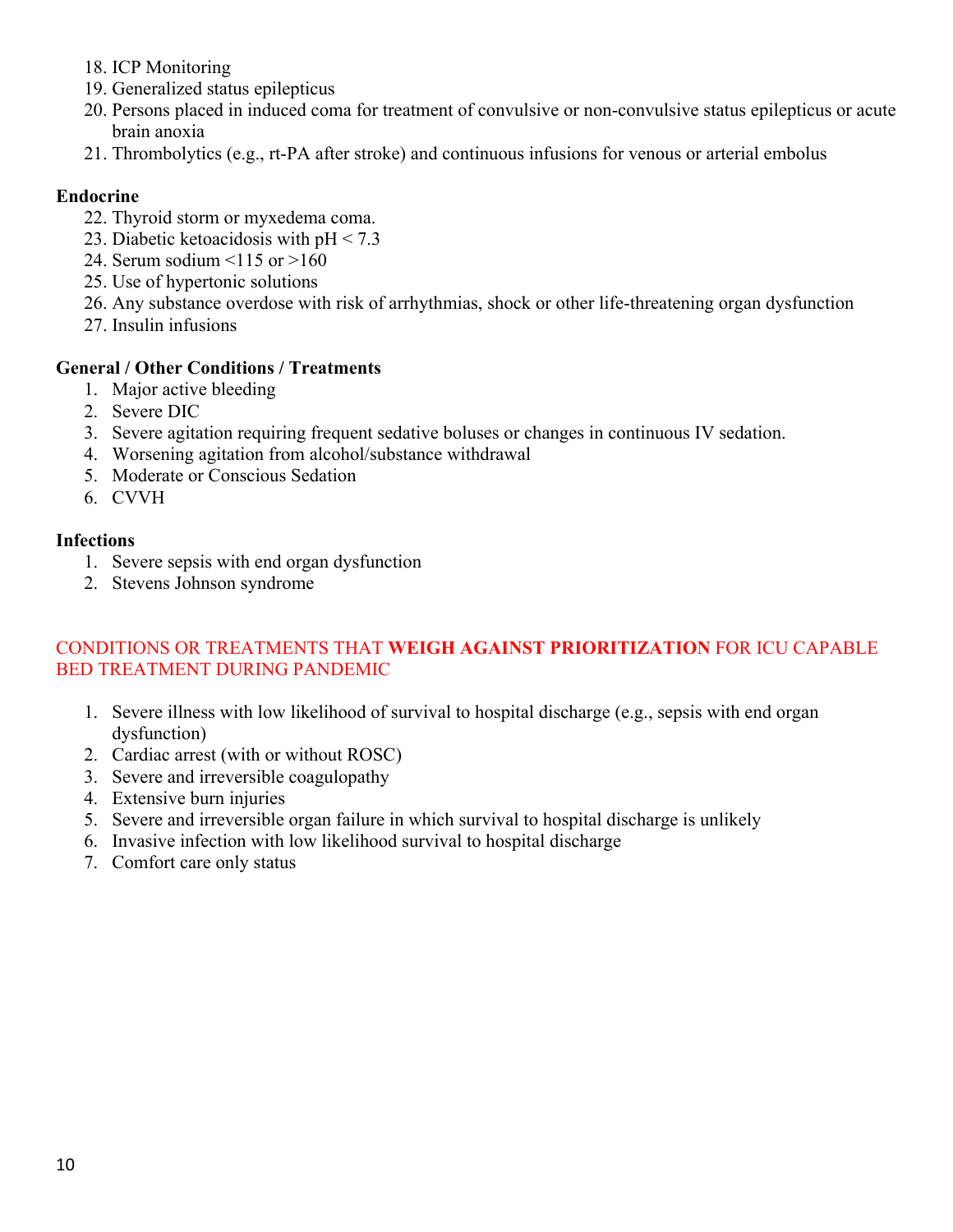18. ICP Monitoring
19. Generalized status epilepticus
20. Persons placed in induced coma for treatment of convulsive or non-convulsive status epilepticus or acute brain anoxia
21. Thrombolytics (e.g., rt-PA after stroke) and continuous infusions for venous or arterial embolus

**Endocrine**

22. Thyroid storm or myxedema coma.
23. Diabetic ketoacidosis with pH < 7.3
24. Serum sodium <115 or >160
25. Use of hypertonic solutions
26. Any substance overdose with risk of arrhythmias, shock or other life-threatening organ dysfunction
27. Insulin infusions

**General / Other Conditions / Treatments**

1. Major active bleeding
2. Severe DIC
3. Severe agitation requiring frequent sedative boluses or changes in continuous IV sedation.
4. Worsening agitation from alcohol/substance withdrawal
5. Moderate or Conscious Sedation
6. CVVH

**Infections**

1. Severe sepsis with end organ dysfunction
2. Stevens Johnson syndrome

CONDITIONS OR TREATMENTS THAT **WEIGH AGAINST PRIORITIZATION** FOR ICU CAPABLE BED TREATMENT DURING PANDEMIC

1. Severe illness with low likelihood of survival to hospital discharge (e.g., sepsis with end organ dysfunction)
2. Cardiac arrest (with or without ROSC)
3. Severe and irreversible coagulopathy
4. Extensive burn injuries
5. Severe and irreversible organ failure in which survival to hospital discharge is unlikely
6. Invasive infection with low likelihood survival to hospital discharge
7. Comfort care only status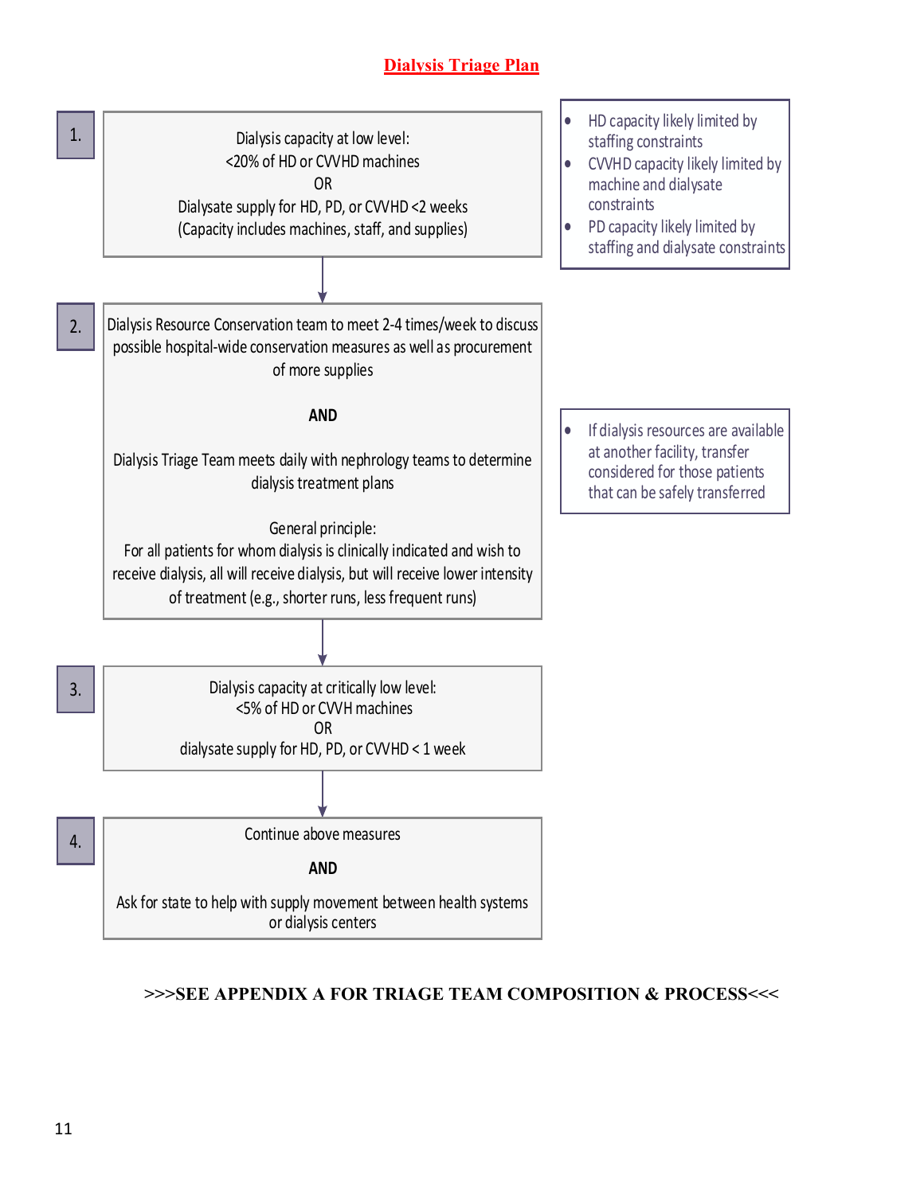# Dialysis Triage Plan

**1.**

Dialysis capacity at low level:
<20% of HD or CVVHD machines
OR
Dialysate supply for HD, PD, or CVVHD <2 weeks
(Capacity includes machines, staff, and supplies)

- HD capacity likely limited by staffing constraints
- CVVHD capacity likely limited by machine and dialysate constraints
- PD capacity likely limited by staffing and dialysate constraints

↓

**2.**

Dialysis Resource Conservation team to meet 2-4 times/week to discuss possible hospital-wide conservation measures as well as procurement of more supplies

**AND**

Dialysis Triage Team meets daily with nephrology teams to determine dialysis treatment plans

General principle:
For all patients for whom dialysis is clinically indicated and wish to receive dialysis, all will receive dialysis, but will receive lower intensity of treatment (e.g., shorter runs, less frequent runs)

- If dialysis resources are available at another facility, transfer considered for those patients that can be safely transferred

↓

**3.**

Dialysis capacity at critically low level:
<5% of HD or CVVH machines
OR
dialysate supply for HD, PD, or CVVHD < 1 week

↓

**4.**

Continue above measures

**AND**

Ask for state to help with supply movement between health systems or dialysis centers

**>>>SEE APPENDIX A FOR TRIAGE TEAM COMPOSITION & PROCESS<<<**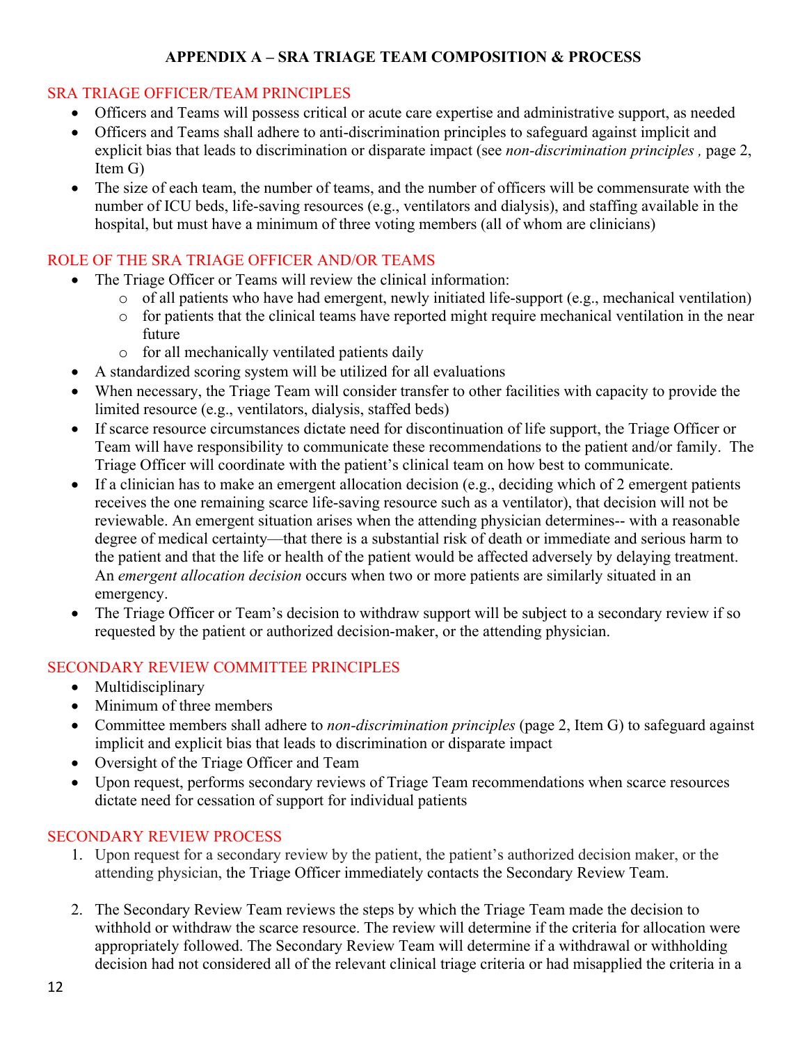**APPENDIX A – SRA TRIAGE TEAM COMPOSITION & PROCESS**

## SRA TRIAGE OFFICER/TEAM PRINCIPLES

- Officers and Teams will possess critical or acute care expertise and administrative support, as needed
- Officers and Teams shall adhere to anti-discrimination principles to safeguard against implicit and explicit bias that leads to discrimination or disparate impact (see *non-discrimination principles* , page 2, Item G)
- The size of each team, the number of teams, and the number of officers will be commensurate with the number of ICU beds, life-saving resources (e.g., ventilators and dialysis), and staffing available in the hospital, but must have a minimum of three voting members (all of whom are clinicians)

## ROLE OF THE SRA TRIAGE OFFICER AND/OR TEAMS

- The Triage Officer or Teams will review the clinical information:
  - of all patients who have had emergent, newly initiated life-support (e.g., mechanical ventilation)
  - for patients that the clinical teams have reported might require mechanical ventilation in the near future
  - for all mechanically ventilated patients daily
- A standardized scoring system will be utilized for all evaluations
- When necessary, the Triage Team will consider transfer to other facilities with capacity to provide the limited resource (e.g., ventilators, dialysis, staffed beds)
- If scarce resource circumstances dictate need for discontinuation of life support, the Triage Officer or Team will have responsibility to communicate these recommendations to the patient and/or family. The Triage Officer will coordinate with the patient's clinical team on how best to communicate.
- If a clinician has to make an emergent allocation decision (e.g., deciding which of 2 emergent patients receives the one remaining scarce life-saving resource such as a ventilator), that decision will not be reviewable. An emergent situation arises when the attending physician determines-- with a reasonable degree of medical certainty—that there is a substantial risk of death or immediate and serious harm to the patient and that the life or health of the patient would be affected adversely by delaying treatment. An *emergent allocation decision* occurs when two or more patients are similarly situated in an emergency.
- The Triage Officer or Team's decision to withdraw support will be subject to a secondary review if so requested by the patient or authorized decision-maker, or the attending physician.

## SECONDARY REVIEW COMMITTEE PRINCIPLES

- Multidisciplinary
- Minimum of three members
- Committee members shall adhere to *non-discrimination principles* (page 2, Item G) to safeguard against implicit and explicit bias that leads to discrimination or disparate impact
- Oversight of the Triage Officer and Team
- Upon request, performs secondary reviews of Triage Team recommendations when scarce resources dictate need for cessation of support for individual patients

## SECONDARY REVIEW PROCESS

1. Upon request for a secondary review by the patient, the patient's authorized decision maker, or the attending physician, the Triage Officer immediately contacts the Secondary Review Team.

2. The Secondary Review Team reviews the steps by which the Triage Team made the decision to withhold or withdraw the scarce resource. The review will determine if the criteria for allocation were appropriately followed. The Secondary Review Team will determine if a withdrawal or withholding decision had not considered all of the relevant clinical triage criteria or had misapplied the criteria in a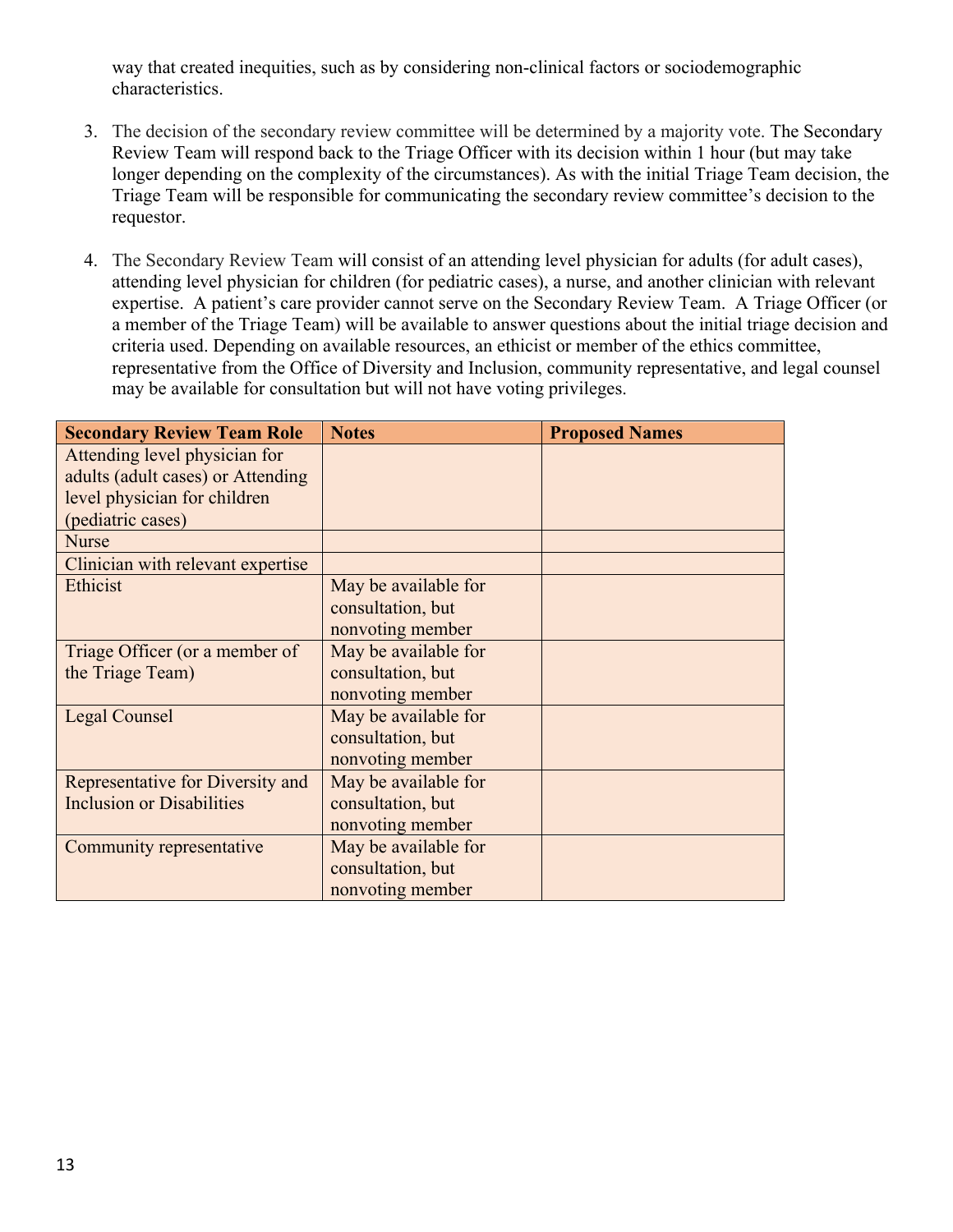way that created inequities, such as by considering non-clinical factors or sociodemographic characteristics.

3. The decision of the secondary review committee will be determined by a majority vote. The Secondary Review Team will respond back to the Triage Officer with its decision within 1 hour (but may take longer depending on the complexity of the circumstances). As with the initial Triage Team decision, the Triage Team will be responsible for communicating the secondary review committee's decision to the requestor.

4. The Secondary Review Team will consist of an attending level physician for adults (for adult cases), attending level physician for children (for pediatric cases), a nurse, and another clinician with relevant expertise. A patient's care provider cannot serve on the Secondary Review Team. A Triage Officer (or a member of the Triage Team) will be available to answer questions about the initial triage decision and criteria used. Depending on available resources, an ethicist or member of the ethics committee, representative from the Office of Diversity and Inclusion, community representative, and legal counsel may be available for consultation but will not have voting privileges.

| Secondary Review Team Role | Notes | Proposed Names |
| --- | --- | --- |
| Attending level physician for adults (adult cases) or Attending level physician for children (pediatric cases) | | |
| Nurse | | |
| Clinician with relevant expertise | | |
| Ethicist | May be available for consultation, but nonvoting member | |
| Triage Officer (or a member of the Triage Team) | May be available for consultation, but nonvoting member | |
| Legal Counsel | May be available for consultation, but nonvoting member | |
| Representative for Diversity and Inclusion or Disabilities | May be available for consultation, but nonvoting member | |
| Community representative | May be available for consultation, but nonvoting member | |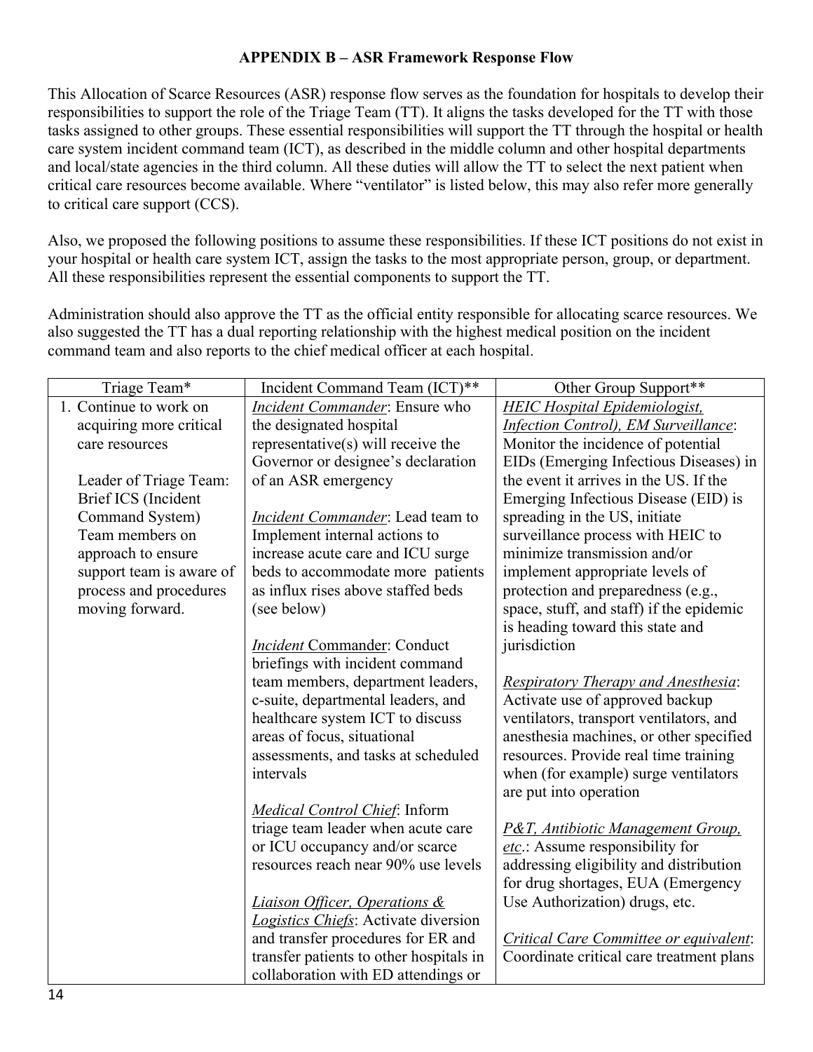### APPENDIX B – ASR Framework Response Flow

This Allocation of Scarce Resources (ASR) response flow serves as the foundation for hospitals to develop their responsibilities to support the role of the Triage Team (TT). It aligns the tasks developed for the TT with those tasks assigned to other groups. These essential responsibilities will support the TT through the hospital or health care system incident command team (ICT), as described in the middle column and other hospital departments and local/state agencies in the third column. All these duties will allow the TT to select the next patient when critical care resources become available. Where "ventilator" is listed below, this may also refer more generally to critical care support (CCS).

Also, we proposed the following positions to assume these responsibilities. If these ICT positions do not exist in your hospital or health care system ICT, assign the tasks to the most appropriate person, group, or department. All these responsibilities represent the essential components to support the TT.

Administration should also approve the TT as the official entity responsible for allocating scarce resources. We also suggested the TT has a dual reporting relationship with the highest medical position on the incident command team and also reports to the chief medical officer at each hospital.

| Triage Team* | Incident Command Team (ICT)** | Other Group Support** |
|---|---|---|
| 1. Continue to work on acquiring more critical care resources<br><br>Leader of Triage Team: Brief ICS (Incident Command System) Team members on approach to ensure support team is aware of process and procedures moving forward. | *Incident Commander*: Ensure who the designated hospital representative(s) will receive the Governor or designee's declaration of an ASR emergency<br><br>*Incident Commander*: Lead team to Implement internal actions to increase acute care and ICU surge beds to accommodate more patients as influx rises above staffed beds (see below)<br><br>*Incident* Commander: Conduct briefings with incident command team members, department leaders, c-suite, departmental leaders, and healthcare system ICT to discuss areas of focus, situational assessments, and tasks at scheduled intervals<br><br>*Medical Control Chief*: Inform triage team leader when acute care or ICU occupancy and/or scarce resources reach near 90% use levels<br><br>*Liaison Officer, Operations & Logistics Chiefs*: Activate diversion and transfer procedures for ER and transfer patients to other hospitals in collaboration with ED attendings or | *HEIC Hospital Epidemiologist, Infection Control), EM Surveillance*: Monitor the incidence of potential EIDs (Emerging Infectious Diseases) in the event it arrives in the US. If the Emerging Infectious Disease (EID) is spreading in the US, initiate surveillance process with HEIC to minimize transmission and/or implement appropriate levels of protection and preparedness (e.g., space, stuff, and staff) if the epidemic is heading toward this state and jurisdiction<br><br>*Respiratory Therapy and Anesthesia*: Activate use of approved backup ventilators, transport ventilators, and anesthesia machines, or other specified resources. Provide real time training when (for example) surge ventilators are put into operation<br><br>*P&T, Antibiotic Management Group, etc.*: Assume responsibility for addressing eligibility and distribution for drug shortages, EUA (Emergency Use Authorization) drugs, etc.<br><br>*Critical Care Committee or equivalent*: Coordinate critical care treatment plans |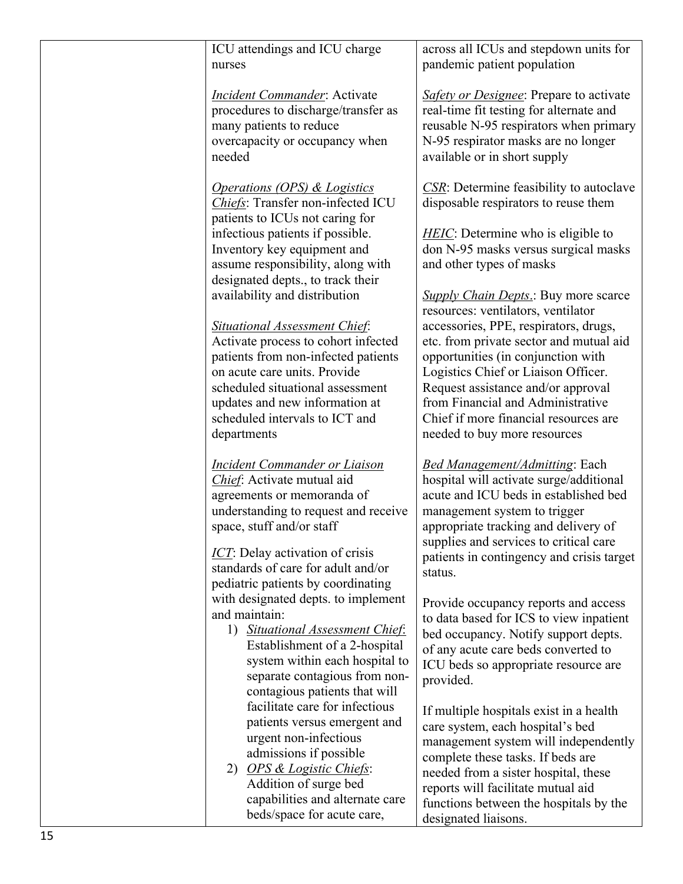| | | |
|---|---|---|
| | ICU attendings and ICU charge nurses<br><br>*Incident Commander*: Activate procedures to discharge/transfer as many patients to reduce overcapacity or occupancy when needed<br><br>*Operations (OPS) & Logistics Chiefs*: Transfer non-infected ICU patients to ICUs not caring for infectious patients if possible. Inventory key equipment and assume responsibility, along with designated depts., to track their availability and distribution<br><br>*Situational Assessment Chief*: Activate process to cohort infected patients from non-infected patients on acute care units. Provide scheduled situational assessment updates and new information at scheduled intervals to ICT and departments<br><br>*Incident Commander or Liaison Chief*: Activate mutual aid agreements or memoranda of understanding to request and receive space, stuff and/or staff<br><br>*ICT*: Delay activation of crisis standards of care for adult and/or pediatric patients by coordinating with designated depts. to implement and maintain:<br>1) *Situational Assessment Chief*: Establishment of a 2-hospital system within each hospital to separate contagious from non-contagious patients that will facilitate care for infectious patients versus emergent and urgent non-infectious admissions if possible<br>2) *OPS & Logistic Chiefs*: Addition of surge bed capabilities and alternate care beds/space for acute care, | across all ICUs and stepdown units for pandemic patient population<br><br>*Safety or Designee*: Prepare to activate real-time fit testing for alternate and reusable N-95 respirators when primary N-95 respirator masks are no longer available or in short supply<br><br>*CSR*: Determine feasibility to autoclave disposable respirators to reuse them<br><br>*HEIC*: Determine who is eligible to don N-95 masks versus surgical masks and other types of masks<br><br>*Supply Chain Depts.*: Buy more scarce resources: ventilators, ventilator accessories, PPE, respirators, drugs, etc. from private sector and mutual aid opportunities (in conjunction with Logistics Chief or Liaison Officer. Request assistance and/or approval from Financial and Administrative Chief if more financial resources are needed to buy more resources<br><br>*Bed Management/Admitting*: Each hospital will activate surge/additional acute and ICU beds in established bed management system to trigger appropriate tracking and delivery of supplies and services to critical care patients in contingency and crisis target status.<br><br>Provide occupancy reports and access to data based for ICS to view inpatient bed occupancy. Notify support depts. of any acute care beds converted to ICU beds so appropriate resource are provided.<br><br>If multiple hospitals exist in a health care system, each hospital's bed management system will independently complete these tasks. If beds are needed from a sister hospital, these reports will facilitate mutual aid functions between the hospitals by the designated liaisons. |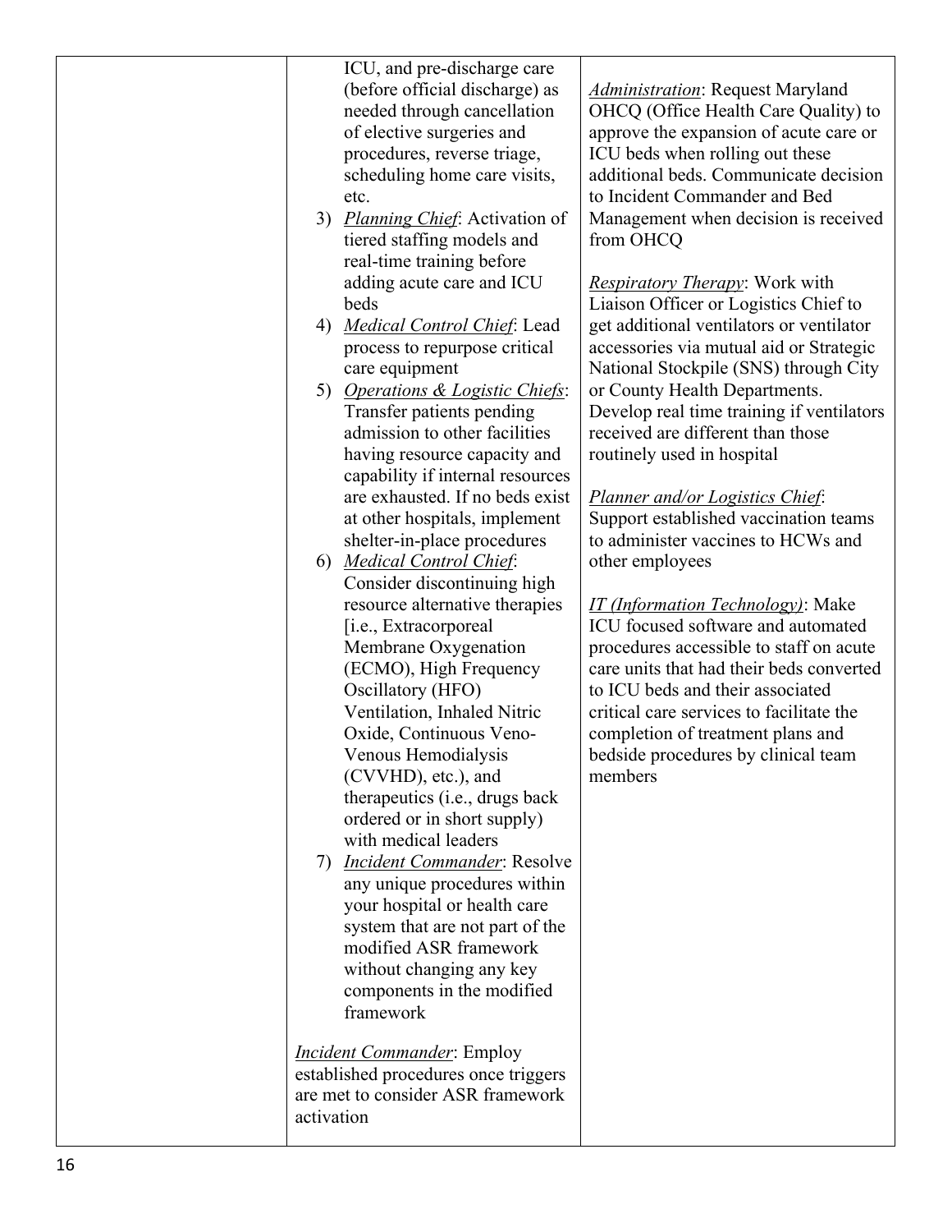| | | |
|---|---|---|
| | ICU, and pre-discharge care (before official discharge) as needed through cancellation of elective surgeries and procedures, reverse triage, scheduling home care visits, etc.<br>3) *Planning Chief*: Activation of tiered staffing models and real-time training before adding acute care and ICU beds<br>4) *Medical Control Chief*: Lead process to repurpose critical care equipment<br>5) *Operations & Logistic Chiefs*: Transfer patients pending admission to other facilities having resource capacity and capability if internal resources are exhausted. If no beds exist at other hospitals, implement shelter-in-place procedures<br>6) *Medical Control Chief*: Consider discontinuing high resource alternative therapies [i.e., Extracorporeal Membrane Oxygenation (ECMO), High Frequency Oscillatory (HFO) Ventilation, Inhaled Nitric Oxide, Continuous Veno-Venous Hemodialysis (CVVHD), etc.), and therapeutics (i.e., drugs back ordered or in short supply) with medical leaders<br>7) *Incident Commander*: Resolve any unique procedures within your hospital or health care system that are not part of the modified ASR framework without changing any key components in the modified framework<br><br>*Incident Commander*: Employ established procedures once triggers are met to consider ASR framework activation | *Administration*: Request Maryland OHCQ (Office Health Care Quality) to approve the expansion of acute care or ICU beds when rolling out these additional beds. Communicate decision to Incident Commander and Bed Management when decision is received from OHCQ<br><br>*Respiratory Therapy*: Work with Liaison Officer or Logistics Chief to get additional ventilators or ventilator accessories via mutual aid or Strategic National Stockpile (SNS) through City or County Health Departments. Develop real time training if ventilators received are different than those routinely used in hospital<br><br>*Planner and/or Logistics Chief*: Support established vaccination teams to administer vaccines to HCWs and other employees<br><br>*IT (Information Technology)*: Make ICU focused software and automated procedures accessible to staff on acute care units that had their beds converted to ICU beds and their associated critical care services to facilitate the completion of treatment plans and bedside procedures by clinical team members |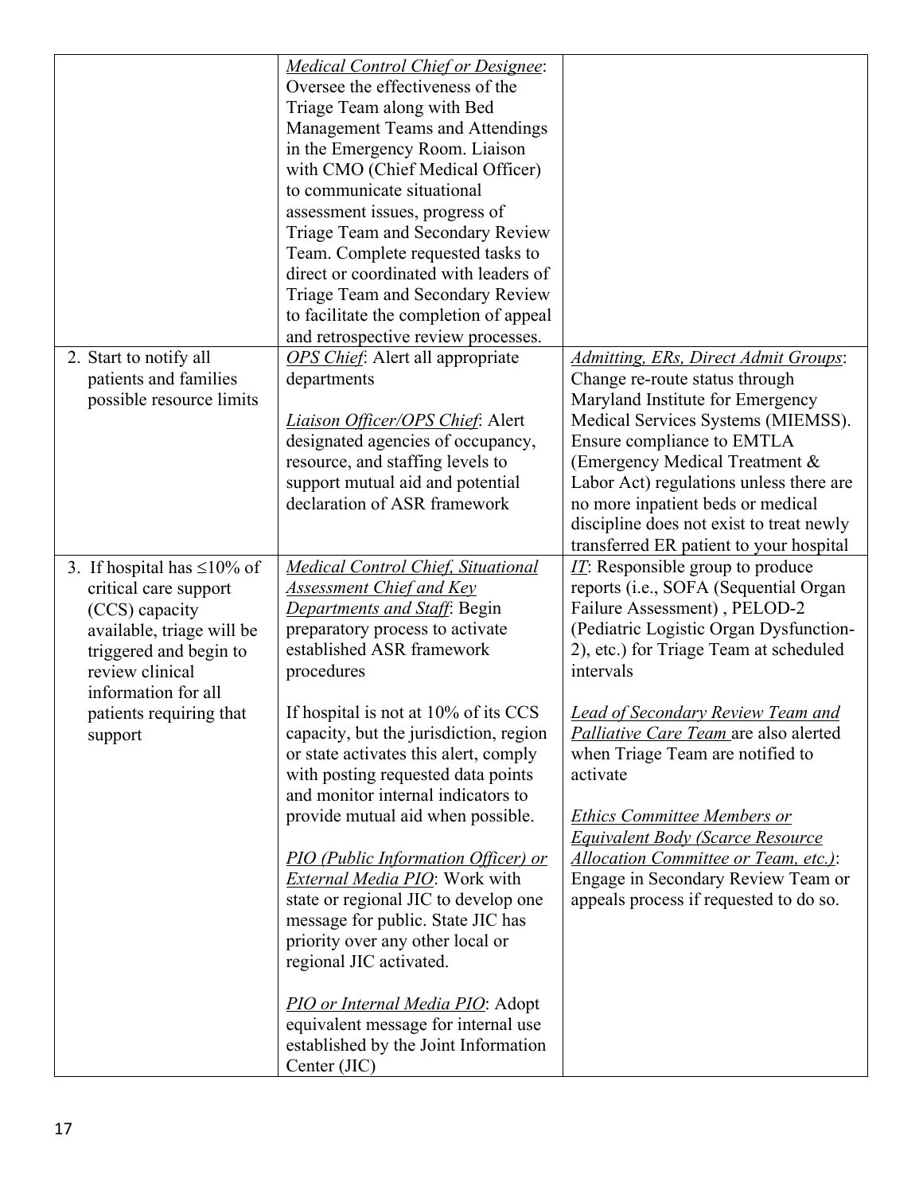| | | |
|---|---|---|
| | *Medical Control Chief or Designee*: Oversee the effectiveness of the Triage Team along with Bed Management Teams and Attendings in the Emergency Room. Liaison with CMO (Chief Medical Officer) to communicate situational assessment issues, progress of Triage Team and Secondary Review Team. Complete requested tasks to direct or coordinated with leaders of Triage Team and Secondary Review to facilitate the completion of appeal and retrospective review processes. | |
| 2. Start to notify all patients and families possible resource limits | *OPS Chief*: Alert all appropriate departments<br><br>*Liaison Officer/OPS Chief*: Alert designated agencies of occupancy, resource, and staffing levels to support mutual aid and potential declaration of ASR framework | *Admitting, ERs, Direct Admit Groups*: Change re-route status through Maryland Institute for Emergency Medical Services Systems (MIEMSS). Ensure compliance to EMTLA (Emergency Medical Treatment & Labor Act) regulations unless there are no more inpatient beds or medical discipline does not exist to treat newly transferred ER patient to your hospital |
| 3. If hospital has ≤10% of critical care support (CCS) capacity available, triage will be triggered and begin to review clinical information for all patients requiring that support | *Medical Control Chief, Situational Assessment Chief and Key Departments and Staff*: Begin preparatory process to activate established ASR framework procedures<br><br>If hospital is not at 10% of its CCS capacity, but the jurisdiction, region or state activates this alert, comply with posting requested data points and monitor internal indicators to provide mutual aid when possible.<br><br>*PIO (Public Information Officer) or External Media PIO*: Work with state or regional JIC to develop one message for public. State JIC has priority over any other local or regional JIC activated.<br><br>*PIO or Internal Media PIO*: Adopt equivalent message for internal use established by the Joint Information Center (JIC) | *IT*: Responsible group to produce reports (i.e., SOFA (Sequential Organ Failure Assessment) , PELOD-2 (Pediatric Logistic Organ Dysfunction-2), etc.) for Triage Team at scheduled intervals<br><br>*Lead of Secondary Review Team and Palliative Care Team* are also alerted when Triage Team are notified to activate<br><br>*Ethics Committee Members or Equivalent Body (Scarce Resource Allocation Committee or Team, etc.)*: Engage in Secondary Review Team or appeals process if requested to do so. |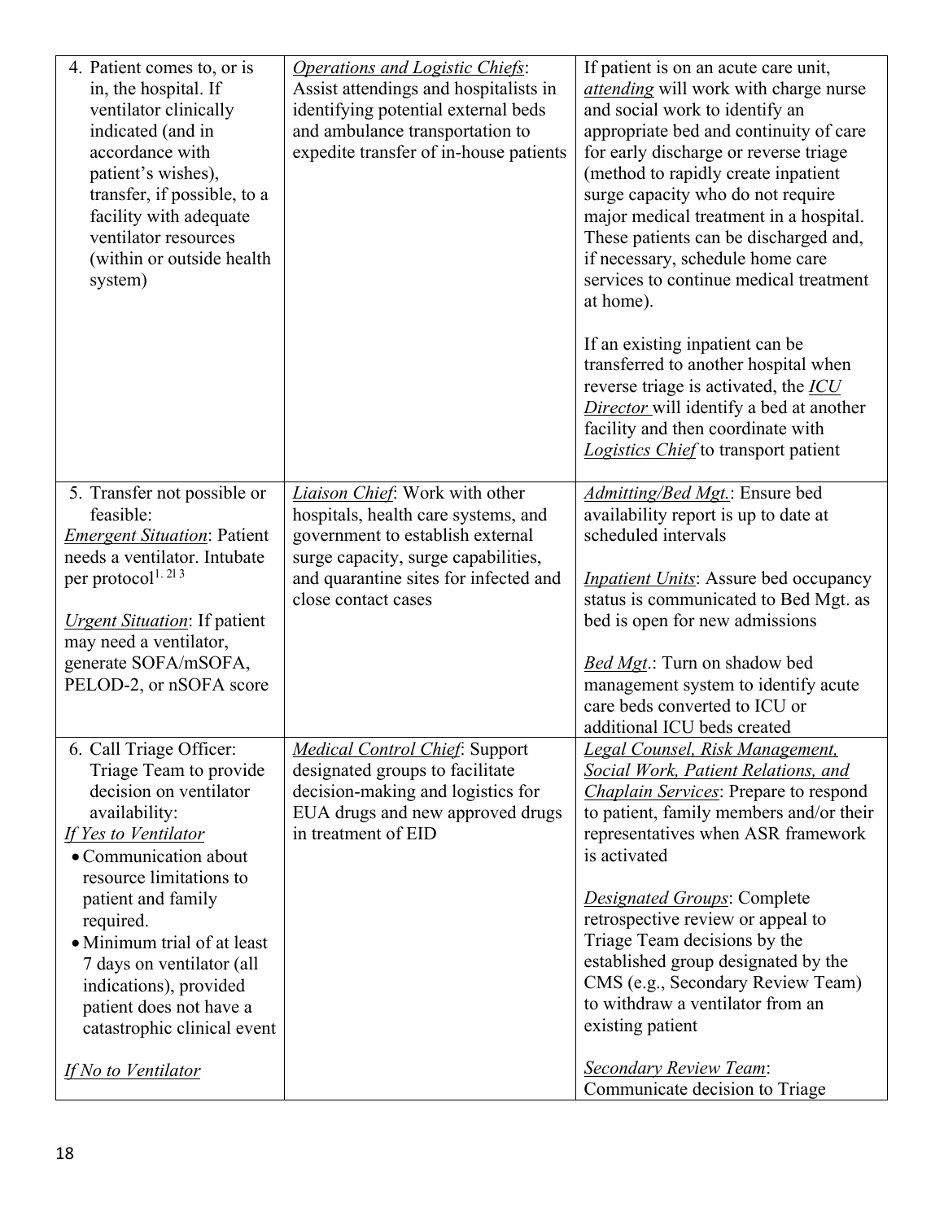| | | |
|---|---|---|
| 4. Patient comes to, or is in, the hospital. If ventilator clinically indicated (and in accordance with patient's wishes), transfer, if possible, to a facility with adequate ventilator resources (within or outside health system) | *Operations and Logistic Chiefs*: Assist attendings and hospitalists in identifying potential external beds and ambulance transportation to expedite transfer of in-house patients | If patient is on an acute care unit, *attending* will work with charge nurse and social work to identify an appropriate bed and continuity of care for early discharge or reverse triage (method to rapidly create inpatient surge capacity who do not require major medical treatment in a hospital. These patients can be discharged and, if necessary, schedule home care services to continue medical treatment at home).<br><br>If an existing inpatient can be transferred to another hospital when reverse triage is activated, the *ICU Director* will identify a bed at another facility and then coordinate with *Logistics Chief* to transport patient |
| 5. Transfer not possible or feasible:<br>*Emergent Situation*: Patient needs a ventilator. Intubate per protocol[1, 2] [3]<br><br>*Urgent Situation*: If patient may need a ventilator, generate SOFA/mSOFA, PELOD-2, or nSOFA score | *Liaison Chief*: Work with other hospitals, health care systems, and government to establish external surge capacity, surge capabilities, and quarantine sites for infected and close contact cases | *Admitting/Bed Mgt.*: Ensure bed availability report is up to date at scheduled intervals<br><br>*Inpatient Units*: Assure bed occupancy status is communicated to Bed Mgt. as bed is open for new admissions<br><br>*Bed Mgt.*: Turn on shadow bed management system to identify acute care beds converted to ICU or additional ICU beds created |
| 6. Call Triage Officer: Triage Team to provide decision on ventilator availability:<br>*If Yes to Ventilator*<br>• Communication about resource limitations to patient and family required.<br>• Minimum trial of at least 7 days on ventilator (all indications), provided patient does not have a catastrophic clinical event<br><br>*If No to Ventilator* | *Medical Control Chief*: Support designated groups to facilitate decision-making and logistics for EUA drugs and new approved drugs in treatment of EID | *Legal Counsel, Risk Management, Social Work, Patient Relations, and Chaplain Services*: Prepare to respond to patient, family members and/or their representatives when ASR framework is activated<br><br>*Designated Groups*: Complete retrospective review or appeal to Triage Team decisions by the established group designated by the CMS (e.g., Secondary Review Team) to withdraw a ventilator from an existing patient<br><br>*Secondary Review Team*: Communicate decision to Triage |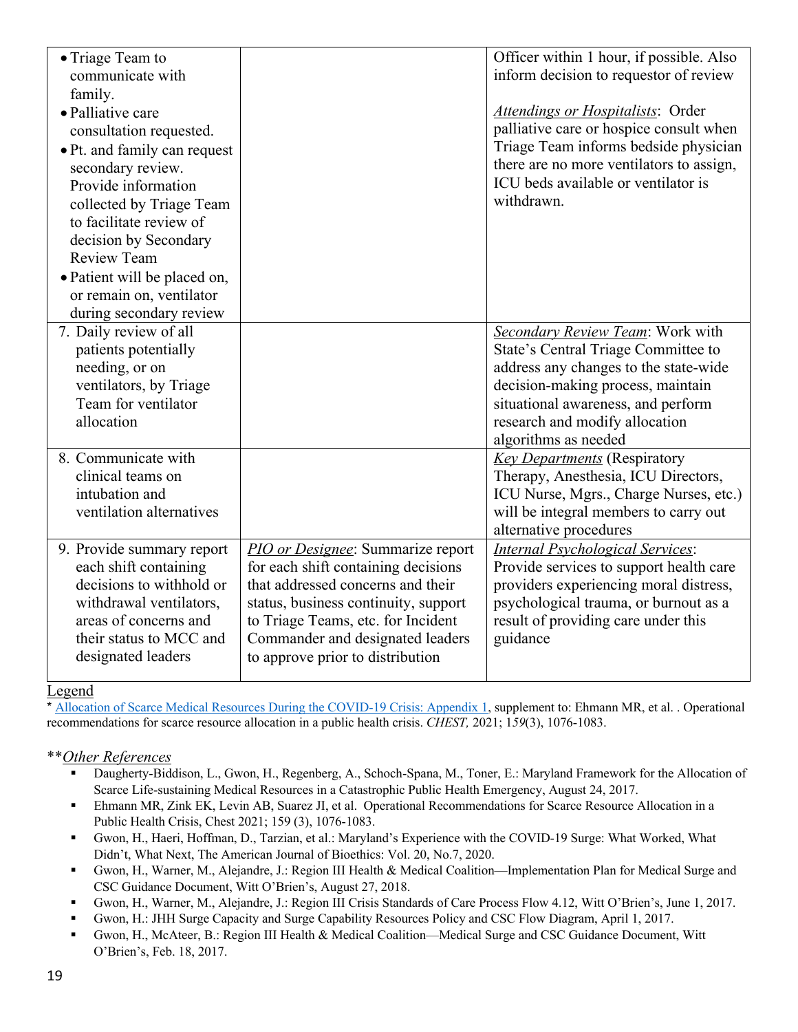| | | |
|---|---|---|
| • Triage Team to communicate with family.<br>• Palliative care consultation requested.<br>• Pt. and family can request secondary review. Provide information collected by Triage Team to facilitate review of decision by Secondary Review Team<br>• Patient will be placed on, or remain on, ventilator during secondary review | | Officer within 1 hour, if possible. Also inform decision to requestor of review<br><br>*Attendings or Hospitalists*: Order palliative care or hospice consult when Triage Team informs bedside physician there are no more ventilators to assign, ICU beds available or ventilator is withdrawn. |
| 7. Daily review of all patients potentially needing, or on ventilators, by Triage Team for ventilator allocation | | *Secondary Review Team*: Work with State's Central Triage Committee to address any changes to the state-wide decision-making process, maintain situational awareness, and perform research and modify allocation algorithms as needed |
| 8. Communicate with clinical teams on intubation and ventilation alternatives | | *Key Departments* (Respiratory Therapy, Anesthesia, ICU Directors, ICU Nurse, Mgrs., Charge Nurses, etc.) will be integral members to carry out alternative procedures |
| 9. Provide summary report each shift containing decisions to withhold or withdrawal ventilators, areas of concerns and their status to MCC and designated leaders | *PIO or Designee*: Summarize report for each shift containing decisions that addressed concerns and their status, business continuity, support to Triage Teams, etc. for Incident Commander and designated leaders to approve prior to distribution | *Internal Psychological Services*: Provide services to support health care providers experiencing moral distress, psychological trauma, or burnout as a result of providing care under this guidance |

Legend

* Allocation of Scarce Medical Resources During the COVID-19 Crisis: Appendix 1, supplement to: Ehmann MR, et al. . Operational recommendations for scarce resource allocation in a public health crisis. *CHEST,* 2021; 1*59*(3), 1076-1083.

**\*\****Other References***

- Daugherty-Biddison, L., Gwon, H., Regenberg, A., Schoch-Spana, M., Toner, E.: Maryland Framework for the Allocation of Scarce Life-sustaining Medical Resources in a Catastrophic Public Health Emergency, August 24, 2017.
- Ehmann MR, Zink EK, Levin AB, Suarez JI, et al. Operational Recommendations for Scarce Resource Allocation in a Public Health Crisis, Chest 2021; 159 (3), 1076-1083.
- Gwon, H., Haeri, Hoffman, D., Tarzian, et al.: Maryland's Experience with the COVID-19 Surge: What Worked, What Didn't, What Next, The American Journal of Bioethics: Vol. 20, No.7, 2020.
- Gwon, H., Warner, M., Alejandre, J.: Region III Health & Medical Coalition—Implementation Plan for Medical Surge and CSC Guidance Document, Witt O'Brien's, August 27, 2018.
- Gwon, H., Warner, M., Alejandre, J.: Region III Crisis Standards of Care Process Flow 4.12, Witt O'Brien's, June 1, 2017.
- Gwon, H.: JHH Surge Capacity and Surge Capability Resources Policy and CSC Flow Diagram, April 1, 2017.
- Gwon, H., McAteer, B.: Region III Health & Medical Coalition—Medical Surge and CSC Guidance Document, Witt O'Brien's, Feb. 18, 2017.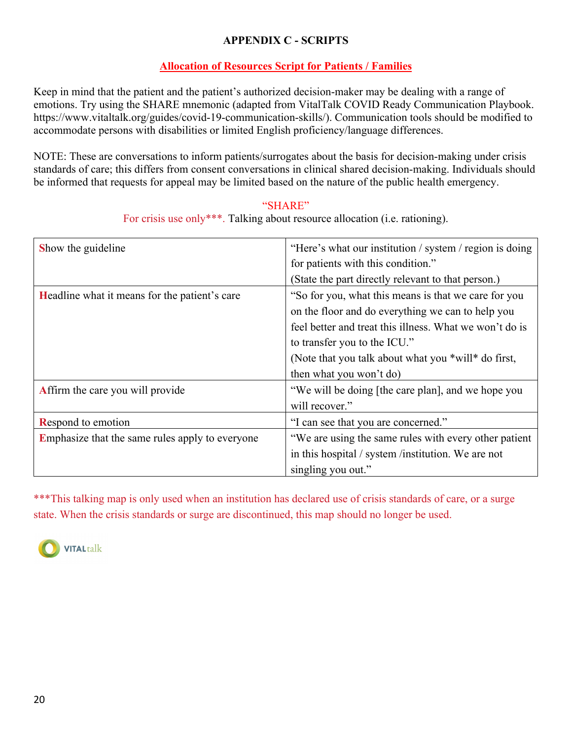## APPENDIX C - SCRIPTS

### Allocation of Resources Script for Patients / Families

Keep in mind that the patient and the patient's authorized decision-maker may be dealing with a range of emotions. Try using the SHARE mnemonic (adapted from VitalTalk COVID Ready Communication Playbook. https://www.vitaltalk.org/guides/covid-19-communication-skills/). Communication tools should be modified to accommodate persons with disabilities or limited English proficiency/language differences.

NOTE: These are conversations to inform patients/surrogates about the basis for decision-making under crisis standards of care; this differs from consent conversations in clinical shared decision-making. Individuals should be informed that requests for appeal may be limited based on the nature of the public health emergency.

"SHARE"

For crisis use only***. Talking about resource allocation (i.e. rationing).

| | |
|---|---|
| **S**how the guideline | "Here's what our institution / system / region is doing for patients with this condition." (State the part directly relevant to that person.) |
| **H**eadline what it means for the patient's care | "So for you, what this means is that we care for you on the floor and do everything we can to help you feel better and treat this illness. What we won't do is to transfer you to the ICU." (Note that you talk about what you *will* do first, then what you won't do) |
| **A**ffirm the care you will provide | "We will be doing [the care plan], and we hope you will recover." |
| **R**espond to emotion | "I can see that you are concerned." |
| **E**mphasize that the same rules apply to everyone | "We are using the same rules with every other patient in this hospital / system /institution. We are not singling you out." |

***This talking map is only used when an institution has declared use of crisis standards of care, or a surge state. When the crisis standards or surge are discontinued, this map should no longer be used.

VITALtalk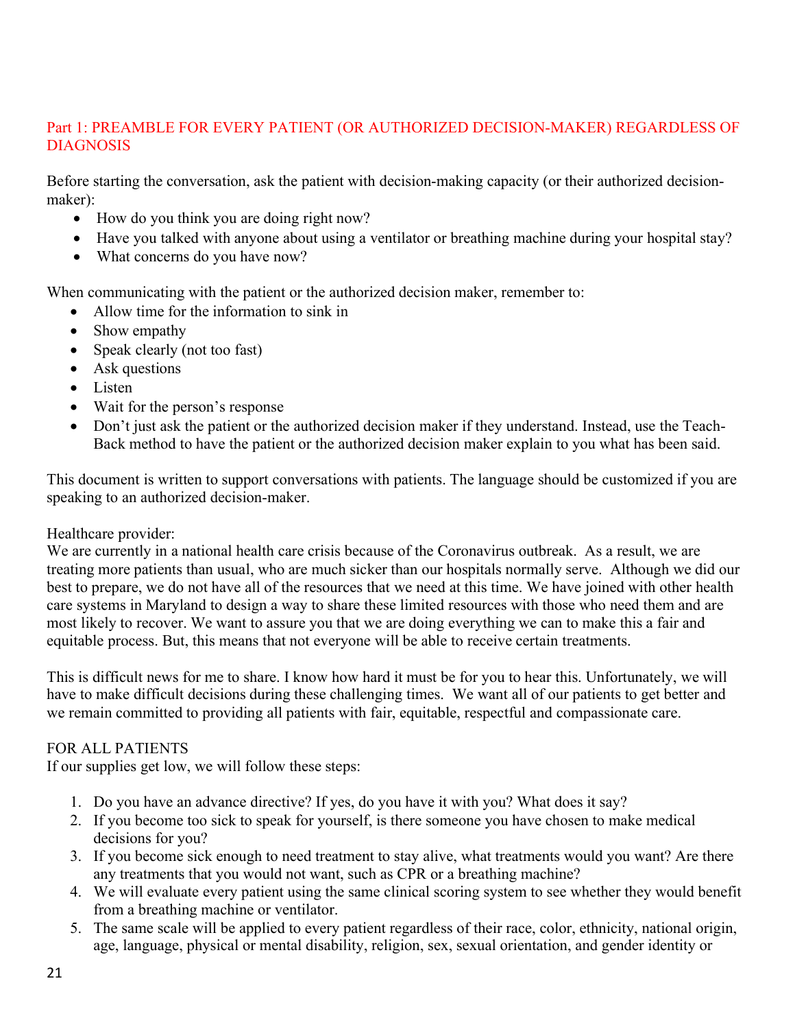## Part 1: PREAMBLE FOR EVERY PATIENT (OR AUTHORIZED DECISION-MAKER) REGARDLESS OF DIAGNOSIS

Before starting the conversation, ask the patient with decision-making capacity (or their authorized decision-maker):

- How do you think you are doing right now?
- Have you talked with anyone about using a ventilator or breathing machine during your hospital stay?
- What concerns do you have now?

When communicating with the patient or the authorized decision maker, remember to:

- Allow time for the information to sink in
- Show empathy
- Speak clearly (not too fast)
- Ask questions
- Listen
- Wait for the person's response
- Don't just ask the patient or the authorized decision maker if they understand. Instead, use the Teach-Back method to have the patient or the authorized decision maker explain to you what has been said.

This document is written to support conversations with patients. The language should be customized if you are speaking to an authorized decision-maker.

Healthcare provider:
We are currently in a national health care crisis because of the Coronavirus outbreak. As a result, we are treating more patients than usual, who are much sicker than our hospitals normally serve. Although we did our best to prepare, we do not have all of the resources that we need at this time. We have joined with other health care systems in Maryland to design a way to share these limited resources with those who need them and are most likely to recover. We want to assure you that we are doing everything we can to make this a fair and equitable process. But, this means that not everyone will be able to receive certain treatments.

This is difficult news for me to share. I know how hard it must be for you to hear this. Unfortunately, we will have to make difficult decisions during these challenging times. We want all of our patients to get better and we remain committed to providing all patients with fair, equitable, respectful and compassionate care.

FOR ALL PATIENTS
If our supplies get low, we will follow these steps:

1. Do you have an advance directive? If yes, do you have it with you? What does it say?
2. If you become too sick to speak for yourself, is there someone you have chosen to make medical decisions for you?
3. If you become sick enough to need treatment to stay alive, what treatments would you want? Are there any treatments that you would not want, such as CPR or a breathing machine?
4. We will evaluate every patient using the same clinical scoring system to see whether they would benefit from a breathing machine or ventilator.
5. The same scale will be applied to every patient regardless of their race, color, ethnicity, national origin, age, language, physical or mental disability, religion, sex, sexual orientation, and gender identity or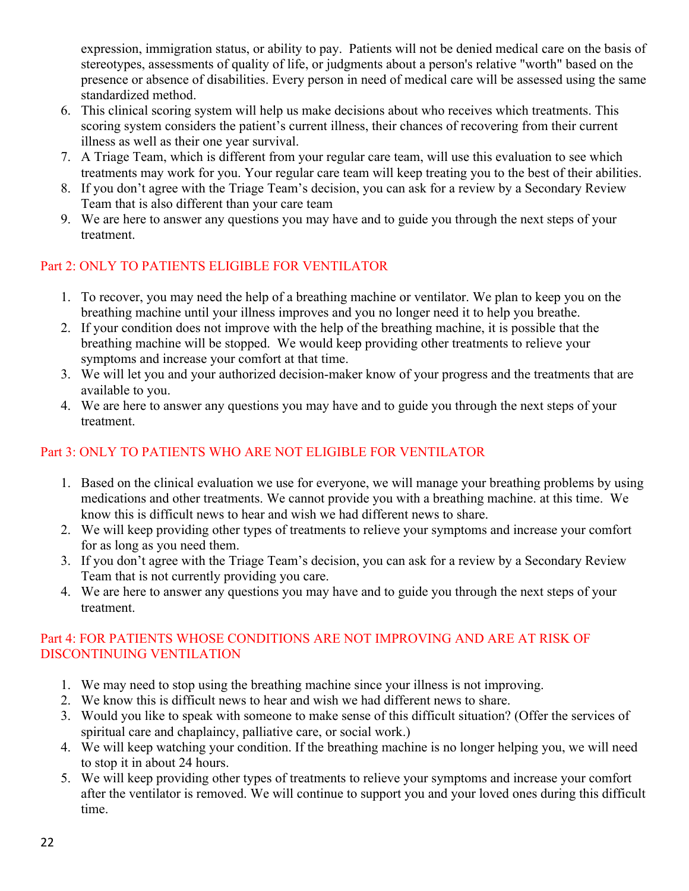expression, immigration status, or ability to pay. Patients will not be denied medical care on the basis of stereotypes, assessments of quality of life, or judgments about a person's relative "worth" based on the presence or absence of disabilities. Every person in need of medical care will be assessed using the same standardized method.

6. This clinical scoring system will help us make decisions about who receives which treatments. This scoring system considers the patient's current illness, their chances of recovering from their current illness as well as their one year survival.
7. A Triage Team, which is different from your regular care team, will use this evaluation to see which treatments may work for you. Your regular care team will keep treating you to the best of their abilities.
8. If you don't agree with the Triage Team's decision, you can ask for a review by a Secondary Review Team that is also different than your care team
9. We are here to answer any questions you may have and to guide you through the next steps of your treatment.

## Part 2: ONLY TO PATIENTS ELIGIBLE FOR VENTILATOR

1. To recover, you may need the help of a breathing machine or ventilator. We plan to keep you on the breathing machine until your illness improves and you no longer need it to help you breathe.
2. If your condition does not improve with the help of the breathing machine, it is possible that the breathing machine will be stopped. We would keep providing other treatments to relieve your symptoms and increase your comfort at that time.
3. We will let you and your authorized decision-maker know of your progress and the treatments that are available to you.
4. We are here to answer any questions you may have and to guide you through the next steps of your treatment.

## Part 3: ONLY TO PATIENTS WHO ARE NOT ELIGIBLE FOR VENTILATOR

1. Based on the clinical evaluation we use for everyone, we will manage your breathing problems by using medications and other treatments. We cannot provide you with a breathing machine. at this time. We know this is difficult news to hear and wish we had different news to share.
2. We will keep providing other types of treatments to relieve your symptoms and increase your comfort for as long as you need them.
3. If you don't agree with the Triage Team's decision, you can ask for a review by a Secondary Review Team that is not currently providing you care.
4. We are here to answer any questions you may have and to guide you through the next steps of your treatment.

## Part 4: FOR PATIENTS WHOSE CONDITIONS ARE NOT IMPROVING AND ARE AT RISK OF DISCONTINUING VENTILATION

1. We may need to stop using the breathing machine since your illness is not improving.
2. We know this is difficult news to hear and wish we had different news to share.
3. Would you like to speak with someone to make sense of this difficult situation? (Offer the services of spiritual care and chaplaincy, palliative care, or social work.)
4. We will keep watching your condition. If the breathing machine is no longer helping you, we will need to stop it in about 24 hours.
5. We will keep providing other types of treatments to relieve your symptoms and increase your comfort after the ventilator is removed. We will continue to support you and your loved ones during this difficult time.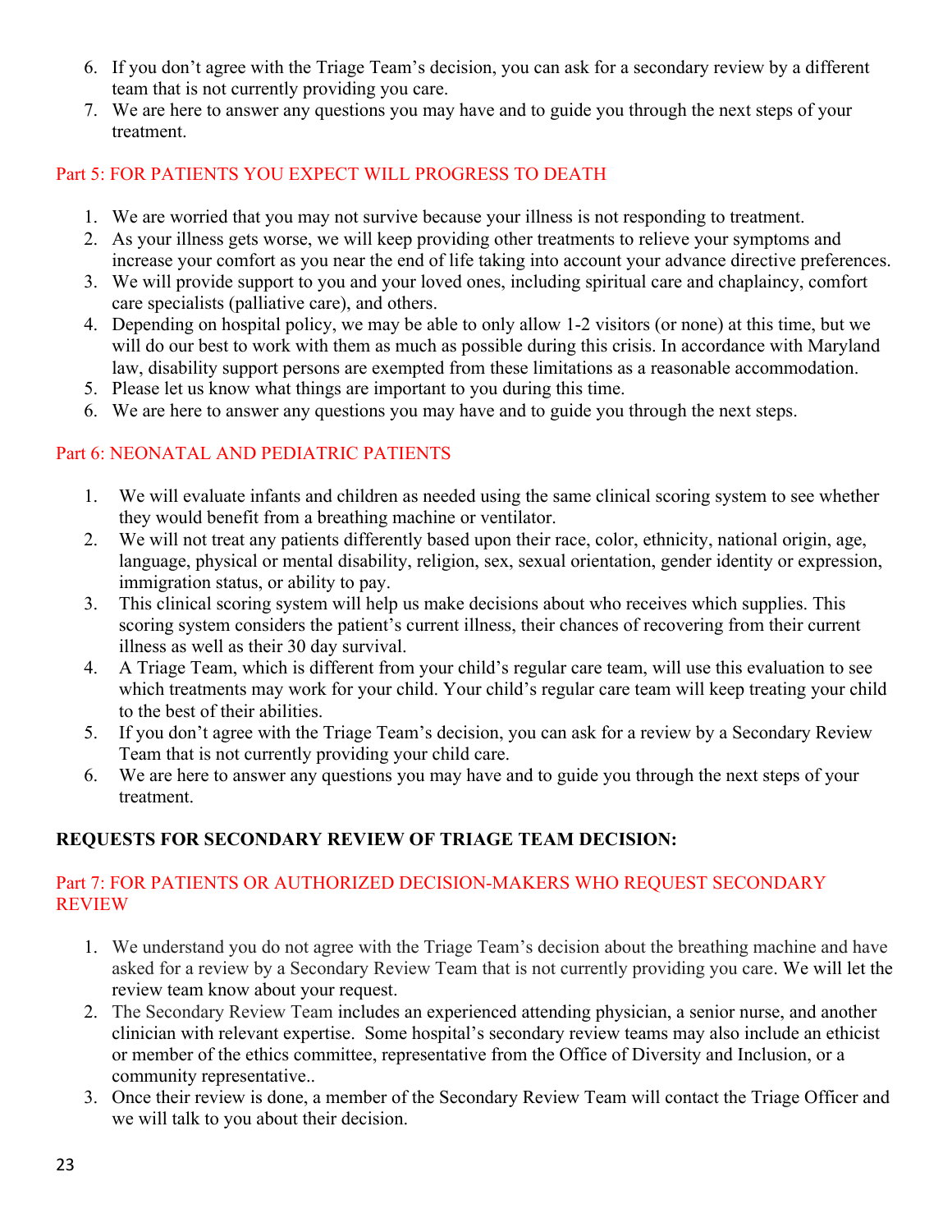6. If you don't agree with the Triage Team's decision, you can ask for a secondary review by a different team that is not currently providing you care.
7. We are here to answer any questions you may have and to guide you through the next steps of your treatment.

## Part 5: FOR PATIENTS YOU EXPECT WILL PROGRESS TO DEATH

1. We are worried that you may not survive because your illness is not responding to treatment.
2. As your illness gets worse, we will keep providing other treatments to relieve your symptoms and increase your comfort as you near the end of life taking into account your advance directive preferences.
3. We will provide support to you and your loved ones, including spiritual care and chaplaincy, comfort care specialists (palliative care), and others.
4. Depending on hospital policy, we may be able to only allow 1-2 visitors (or none) at this time, but we will do our best to work with them as much as possible during this crisis. In accordance with Maryland law, disability support persons are exempted from these limitations as a reasonable accommodation.
5. Please let us know what things are important to you during this time.
6. We are here to answer any questions you may have and to guide you through the next steps.

## Part 6: NEONATAL AND PEDIATRIC PATIENTS

1. We will evaluate infants and children as needed using the same clinical scoring system to see whether they would benefit from a breathing machine or ventilator.
2. We will not treat any patients differently based upon their race, color, ethnicity, national origin, age, language, physical or mental disability, religion, sex, sexual orientation, gender identity or expression, immigration status, or ability to pay.
3. This clinical scoring system will help us make decisions about who receives which supplies. This scoring system considers the patient's current illness, their chances of recovering from their current illness as well as their 30 day survival.
4. A Triage Team, which is different from your child's regular care team, will use this evaluation to see which treatments may work for your child. Your child's regular care team will keep treating your child to the best of their abilities.
5. If you don't agree with the Triage Team's decision, you can ask for a review by a Secondary Review Team that is not currently providing your child care.
6. We are here to answer any questions you may have and to guide you through the next steps of your treatment.

**REQUESTS FOR SECONDARY REVIEW OF TRIAGE TEAM DECISION:**

## Part 7: FOR PATIENTS OR AUTHORIZED DECISION-MAKERS WHO REQUEST SECONDARY REVIEW

1. We understand you do not agree with the Triage Team's decision about the breathing machine and have asked for a review by a Secondary Review Team that is not currently providing you care. We will let the review team know about your request.
2. The Secondary Review Team includes an experienced attending physician, a senior nurse, and another clinician with relevant expertise. Some hospital's secondary review teams may also include an ethicist or member of the ethics committee, representative from the Office of Diversity and Inclusion, or a community representative..
3. Once their review is done, a member of the Secondary Review Team will contact the Triage Officer and we will talk to you about their decision.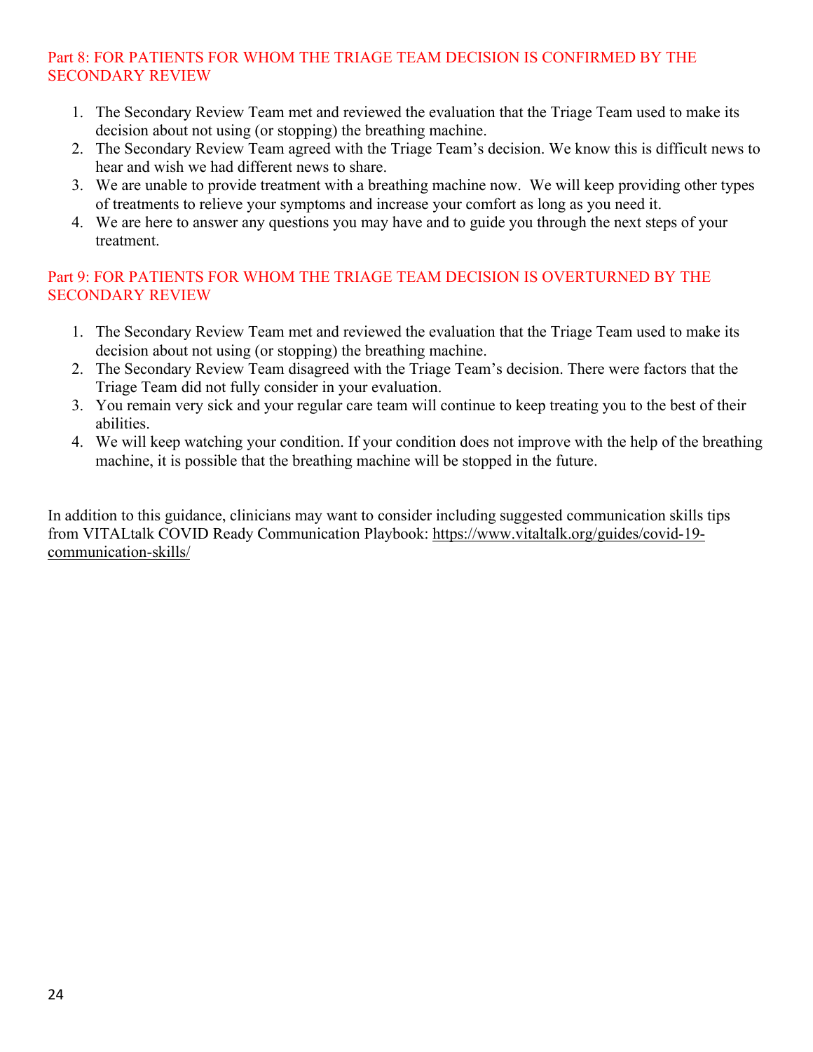## Part 8: FOR PATIENTS FOR WHOM THE TRIAGE TEAM DECISION IS CONFIRMED BY THE SECONDARY REVIEW

1. The Secondary Review Team met and reviewed the evaluation that the Triage Team used to make its decision about not using (or stopping) the breathing machine.
2. The Secondary Review Team agreed with the Triage Team's decision. We know this is difficult news to hear and wish we had different news to share.
3. We are unable to provide treatment with a breathing machine now. We will keep providing other types of treatments to relieve your symptoms and increase your comfort as long as you need it.
4. We are here to answer any questions you may have and to guide you through the next steps of your treatment.

## Part 9: FOR PATIENTS FOR WHOM THE TRIAGE TEAM DECISION IS OVERTURNED BY THE SECONDARY REVIEW

1. The Secondary Review Team met and reviewed the evaluation that the Triage Team used to make its decision about not using (or stopping) the breathing machine.
2. The Secondary Review Team disagreed with the Triage Team's decision. There were factors that the Triage Team did not fully consider in your evaluation.
3. You remain very sick and your regular care team will continue to keep treating you to the best of their abilities.
4. We will keep watching your condition. If your condition does not improve with the help of the breathing machine, it is possible that the breathing machine will be stopped in the future.

In addition to this guidance, clinicians may want to consider including suggested communication skills tips from VITALtalk COVID Ready Communication Playbook: https://www.vitaltalk.org/guides/covid-19-communication-skills/